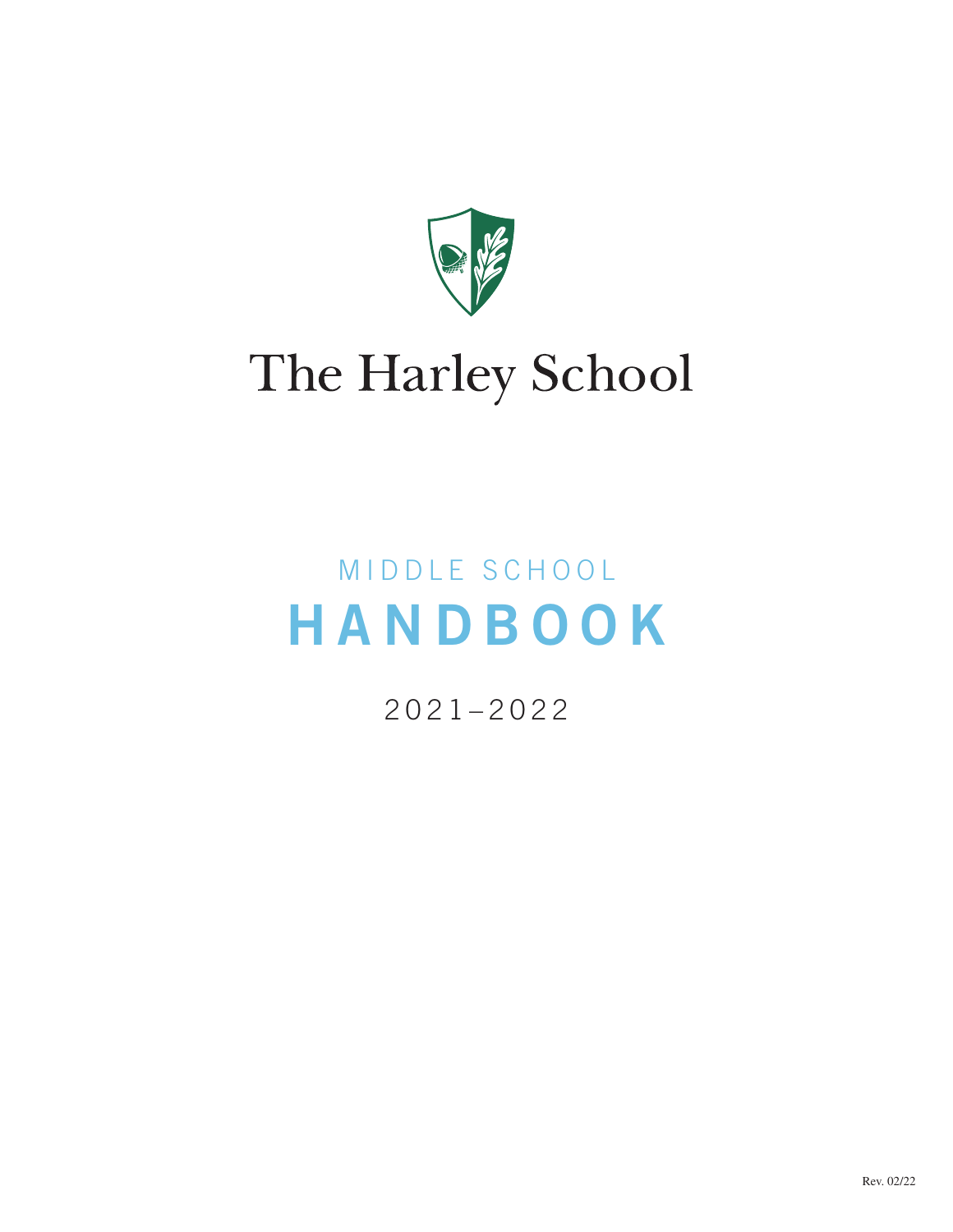# The Harley School

## MIDDLE SCHOOL

# HANDBOOK

2021–2022

Rev. 02/22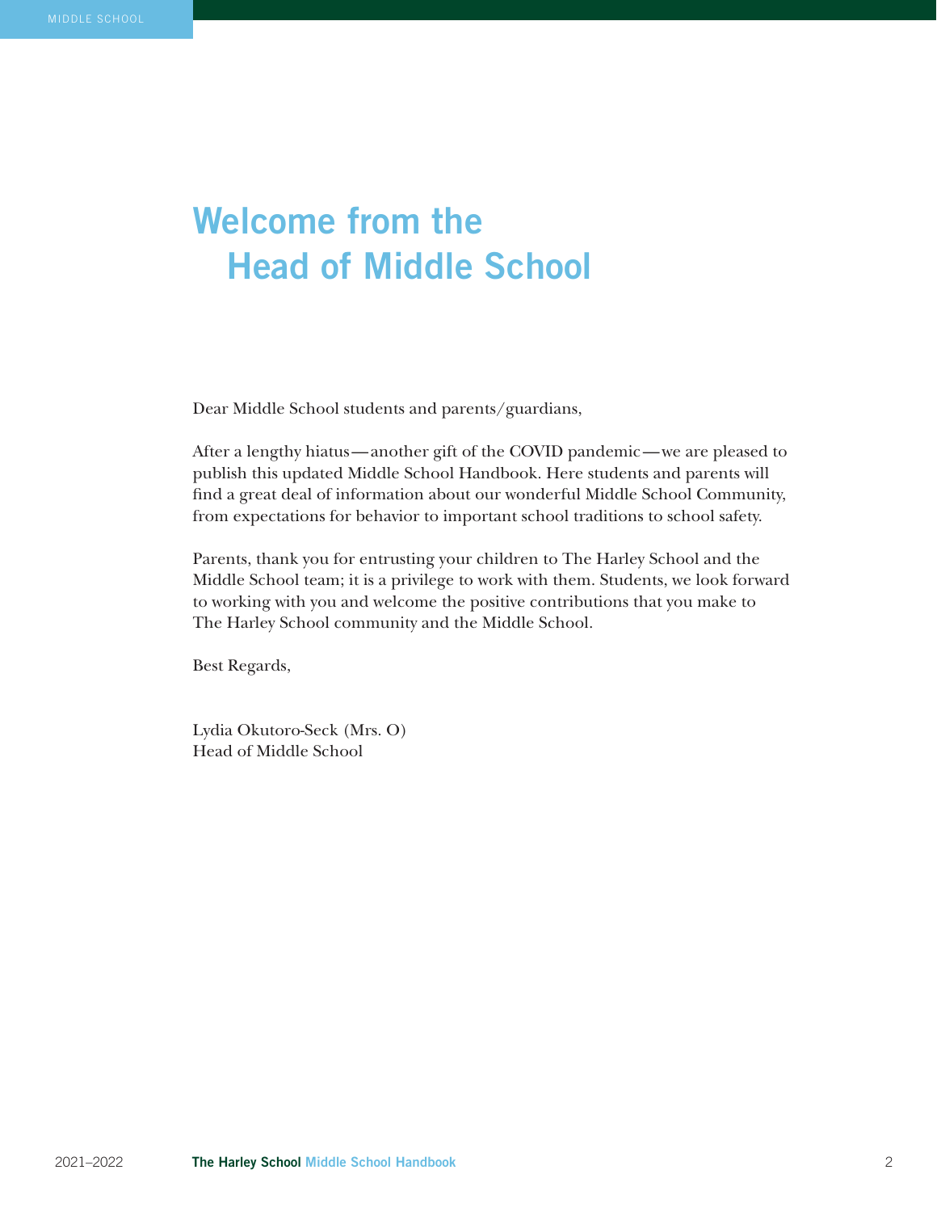# Welcome from the Head of Middle School

Dear Middle School students and parents/guardians,

After a lengthy hiatus—another gift of the COVID pandemic—we are pleased to publish this updated Middle School Handbook. Here students and parents will find a great deal of information about our wonderful Middle School Community, from expectations for behavior to important school traditions to school safety.

Parents, thank you for entrusting your children to The Harley School and the Middle School team; it is a privilege to work with them. Students, we look forward to working with you and welcome the positive contributions that you make to The Harley School community and the Middle School.

Best Regards,

Lydia Okutoro-Seck (Mrs. O)
Head of Middle School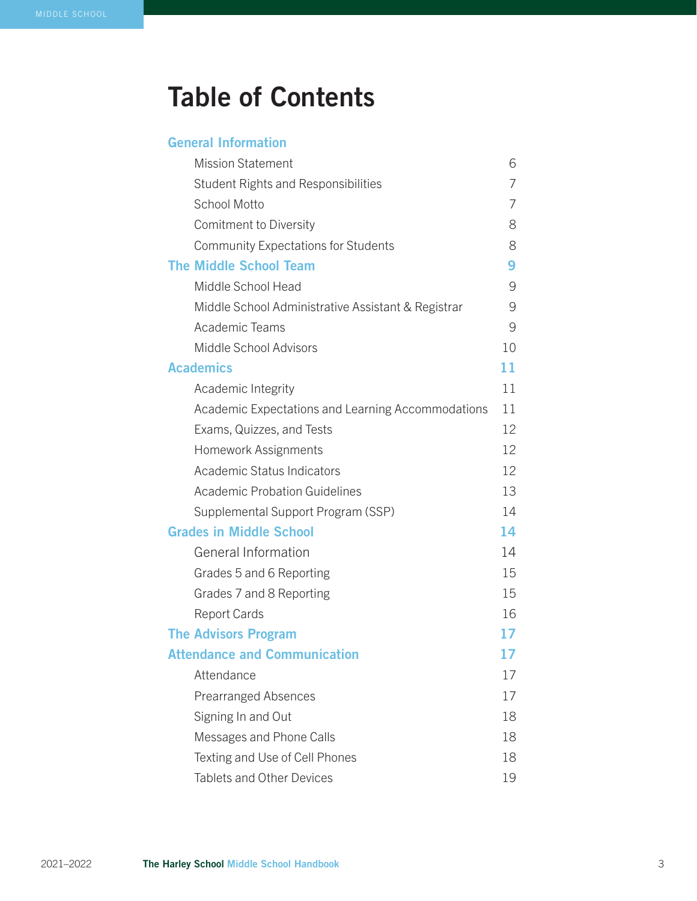# Table of Contents

| | |
|---|---|
| **General Information** | |
| Mission Statement | 6 |
| Student Rights and Responsibilities | 7 |
| School Motto | 7 |
| Comitment to Diversity | 8 |
| Community Expectations for Students | 8 |
| **The Middle School Team** | **9** |
| Middle School Head | 9 |
| Middle School Administrative Assistant & Registrar | 9 |
| Academic Teams | 9 |
| Middle School Advisors | 10 |
| **Academics** | **11** |
| Academic Integrity | 11 |
| Academic Expectations and Learning Accommodations | 11 |
| Exams, Quizzes, and Tests | 12 |
| Homework Assignments | 12 |
| Academic Status Indicators | 12 |
| Academic Probation Guidelines | 13 |
| Supplemental Support Program (SSP) | 14 |
| **Grades in Middle School** | **14** |
| General Information | 14 |
| Grades 5 and 6 Reporting | 15 |
| Grades 7 and 8 Reporting | 15 |
| Report Cards | 16 |
| **The Advisors Program** | **17** |
| **Attendance and Communication** | **17** |
| Attendance | 17 |
| Prearranged Absences | 17 |
| Signing In and Out | 18 |
| Messages and Phone Calls | 18 |
| Texting and Use of Cell Phones | 18 |
| Tablets and Other Devices | 19 |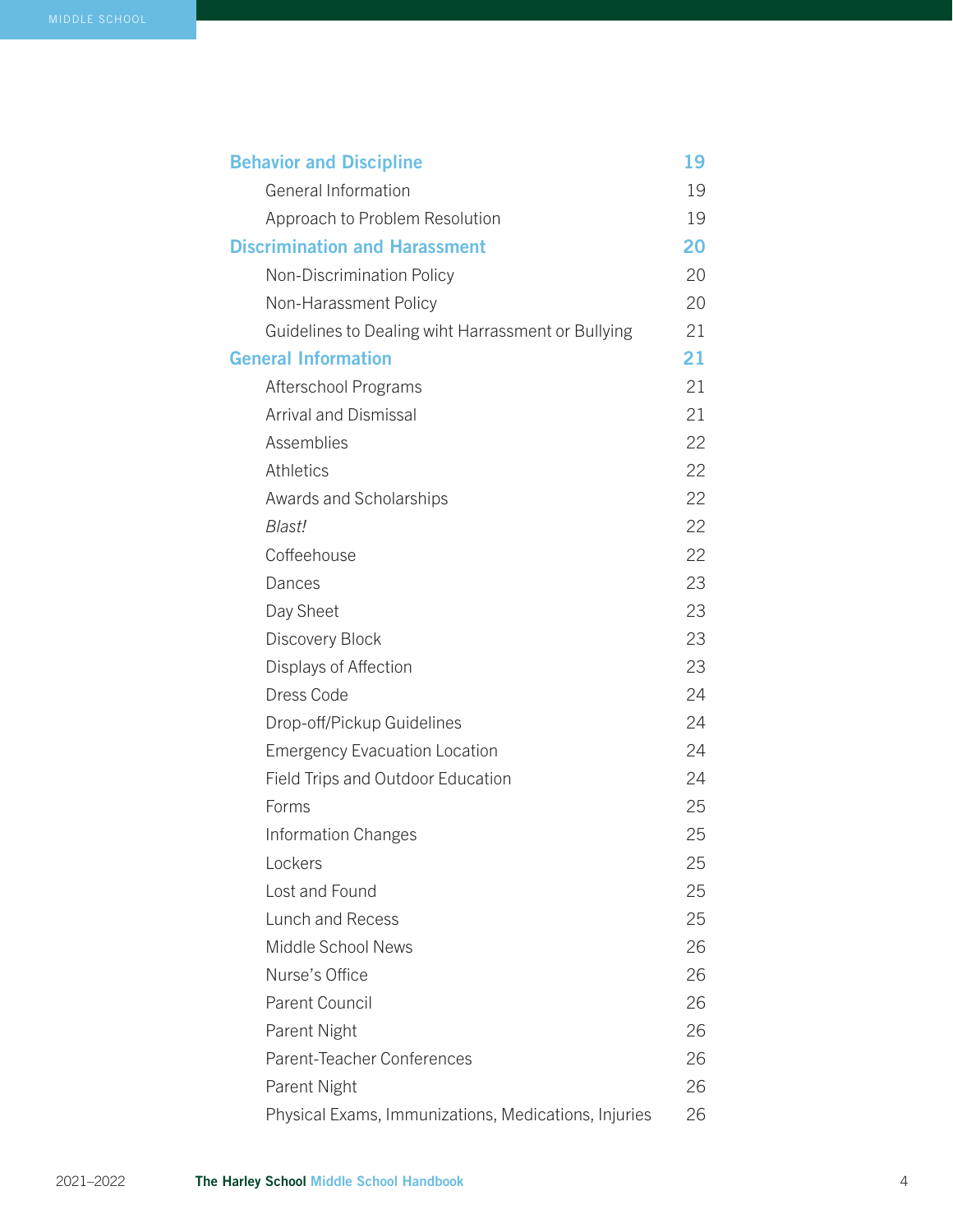| | |
|---|---|
| **Behavior and Discipline** | **19** |
| General Information | 19 |
| Approach to Problem Resolution | 19 |
| **Discrimination and Harassment** | **20** |
| Non-Discrimination Policy | 20 |
| Non-Harassment Policy | 20 |
| Guidelines to Dealing wiht Harrassment or Bullying | 21 |
| **General Information** | **21** |
| Afterschool Programs | 21 |
| Arrival and Dismissal | 21 |
| Assemblies | 22 |
| Athletics | 22 |
| Awards and Scholarships | 22 |
| *Blast!* | 22 |
| Coffeehouse | 22 |
| Dances | 23 |
| Day Sheet | 23 |
| Discovery Block | 23 |
| Displays of Affection | 23 |
| Dress Code | 24 |
| Drop-off/Pickup Guidelines | 24 |
| Emergency Evacuation Location | 24 |
| Field Trips and Outdoor Education | 24 |
| Forms | 25 |
| Information Changes | 25 |
| Lockers | 25 |
| Lost and Found | 25 |
| Lunch and Recess | 25 |
| Middle School News | 26 |
| Nurse's Office | 26 |
| Parent Council | 26 |
| Parent Night | 26 |
| Parent-Teacher Conferences | 26 |
| Parent Night | 26 |
| Physical Exams, Immunizations, Medications, Injuries | 26 |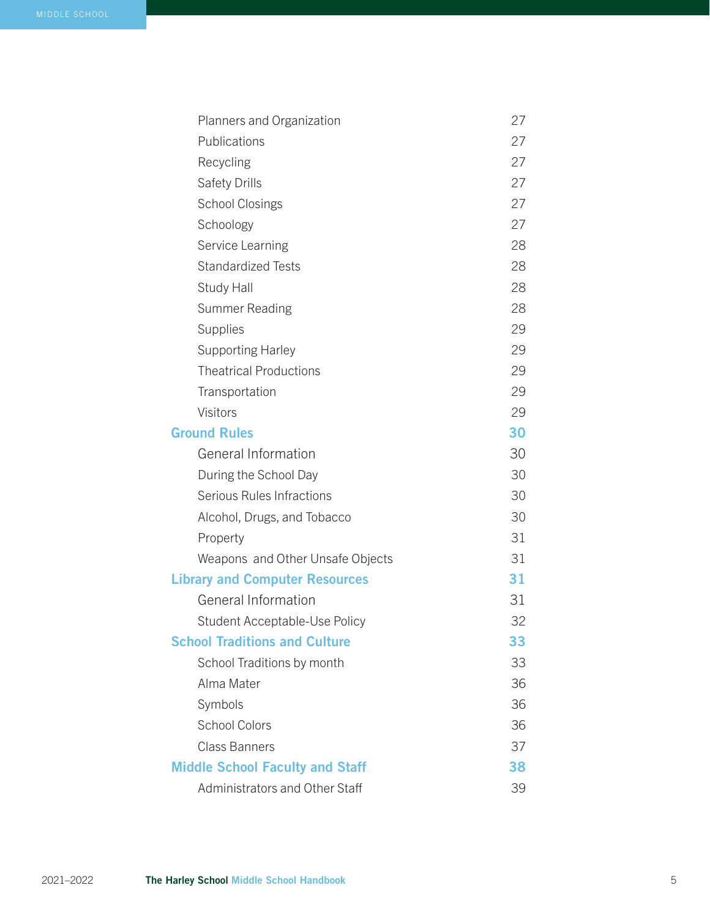| | |
|---|---|
| Planners and Organization | 27 |
| Publications | 27 |
| Recycling | 27 |
| Safety Drills | 27 |
| School Closings | 27 |
| Schoology | 27 |
| Service Learning | 28 |
| Standardized Tests | 28 |
| Study Hall | 28 |
| Summer Reading | 28 |
| Supplies | 29 |
| Supporting Harley | 29 |
| Theatrical Productions | 29 |
| Transportation | 29 |
| Visitors | 29 |
| **Ground Rules** | **30** |
| General Information | 30 |
| During the School Day | 30 |
| Serious Rules Infractions | 30 |
| Alcohol, Drugs, and Tobacco | 30 |
| Property | 31 |
| Weapons and Other Unsafe Objects | 31 |
| **Library and Computer Resources** | **31** |
| General Information | 31 |
| Student Acceptable-Use Policy | 32 |
| **School Traditions and Culture** | **33** |
| School Traditions by month | 33 |
| Alma Mater | 36 |
| Symbols | 36 |
| School Colors | 36 |
| Class Banners | 37 |
| **Middle School Faculty and Staff** | **38** |
| Administrators and Other Staff | 39 |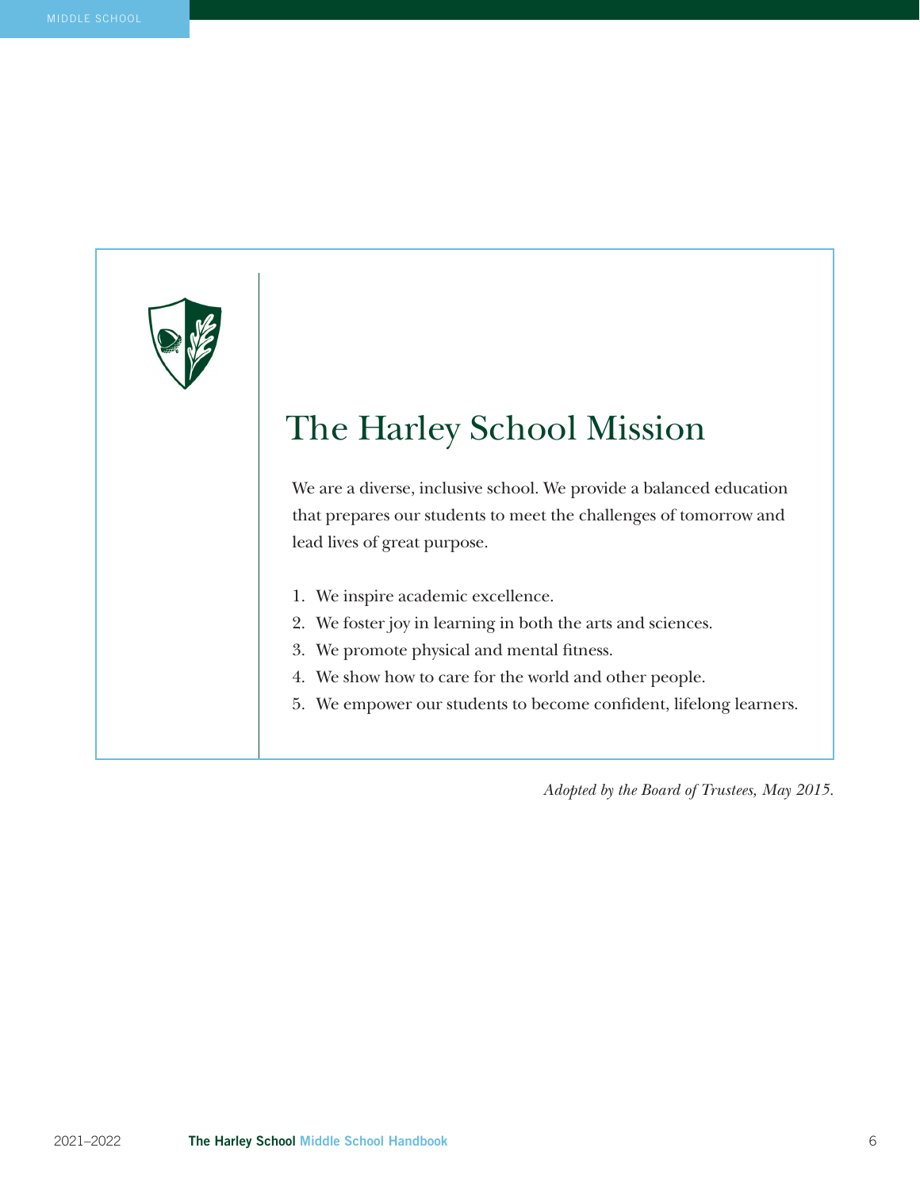# The Harley School Mission

We are a diverse, inclusive school. We provide a balanced education that prepares our students to meet the challenges of tomorrow and lead lives of great purpose.

1. We inspire academic excellence.
2. We foster joy in learning in both the arts and sciences.
3. We promote physical and mental fitness.
4. We show how to care for the world and other people.
5. We empower our students to become confident, lifelong learners.

*Adopted by the Board of Trustees, May 2015.*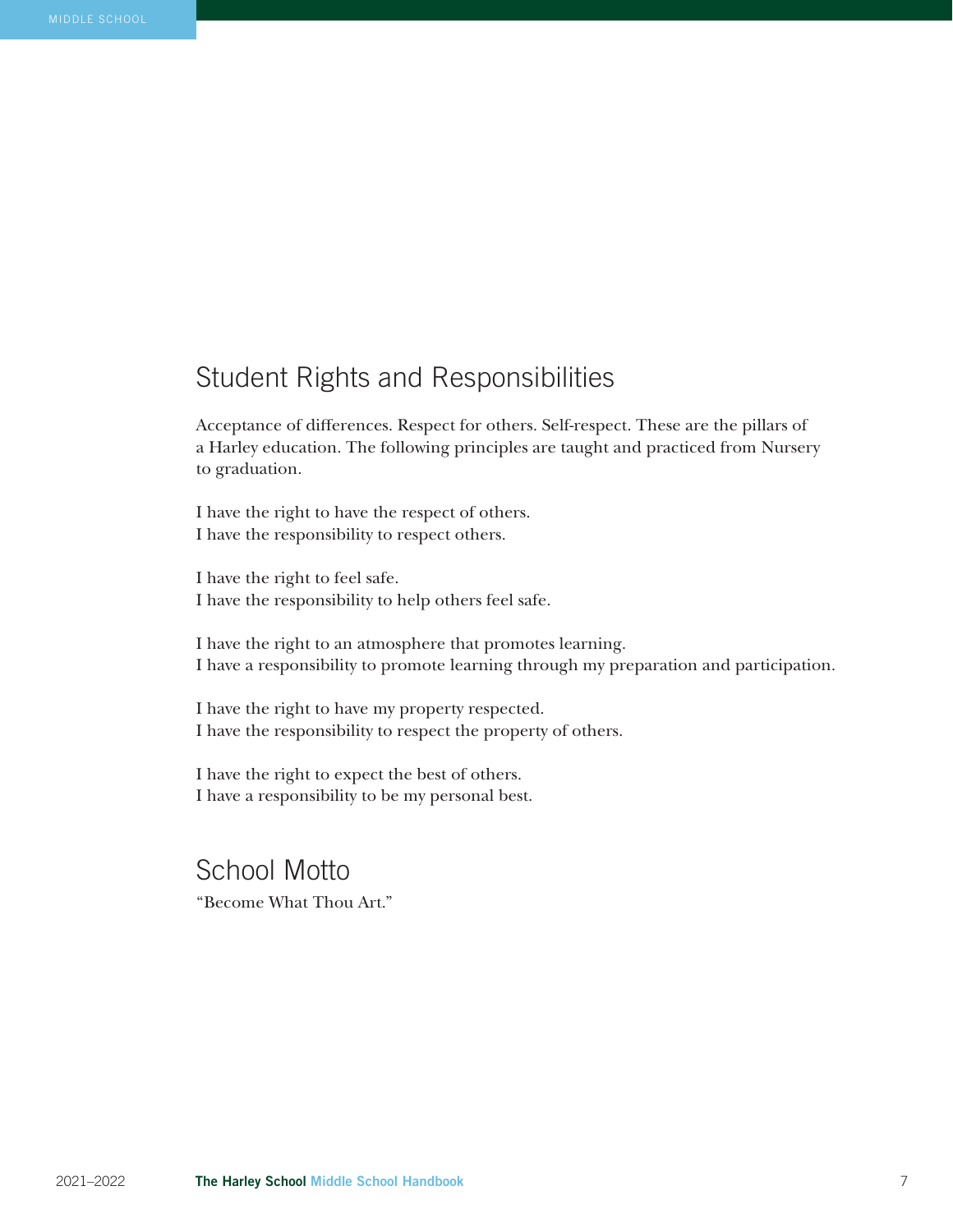## Student Rights and Responsibilities

Acceptance of differences. Respect for others. Self-respect. These are the pillars of a Harley education. The following principles are taught and practiced from Nursery to graduation.

I have the right to have the respect of others.
I have the responsibility to respect others.

I have the right to feel safe.
I have the responsibility to help others feel safe.

I have the right to an atmosphere that promotes learning.
I have a responsibility to promote learning through my preparation and participation.

I have the right to have my property respected.
I have the responsibility to respect the property of others.

I have the right to expect the best of others.
I have a responsibility to be my personal best.

## School Motto

"Become What Thou Art."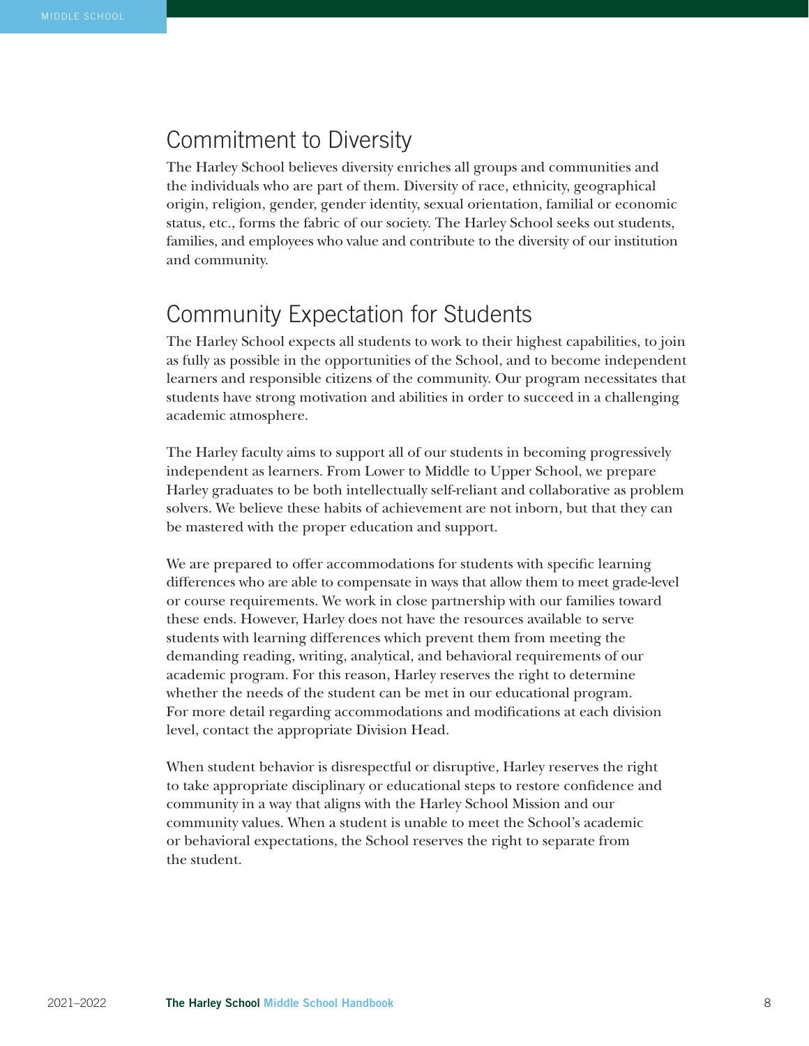## Commitment to Diversity

The Harley School believes diversity enriches all groups and communities and the individuals who are part of them. Diversity of race, ethnicity, geographical origin, religion, gender, gender identity, sexual orientation, familial or economic status, etc., forms the fabric of our society. The Harley School seeks out students, families, and employees who value and contribute to the diversity of our institution and community.

## Community Expectation for Students

The Harley School expects all students to work to their highest capabilities, to join as fully as possible in the opportunities of the School, and to become independent learners and responsible citizens of the community. Our program necessitates that students have strong motivation and abilities in order to succeed in a challenging academic atmosphere.

The Harley faculty aims to support all of our students in becoming progressively independent as learners. From Lower to Middle to Upper School, we prepare Harley graduates to be both intellectually self-reliant and collaborative as problem solvers. We believe these habits of achievement are not inborn, but that they can be mastered with the proper education and support.

We are prepared to offer accommodations for students with specific learning differences who are able to compensate in ways that allow them to meet grade-level or course requirements. We work in close partnership with our families toward these ends. However, Harley does not have the resources available to serve students with learning differences which prevent them from meeting the demanding reading, writing, analytical, and behavioral requirements of our academic program. For this reason, Harley reserves the right to determine whether the needs of the student can be met in our educational program. For more detail regarding accommodations and modifications at each division level, contact the appropriate Division Head.

When student behavior is disrespectful or disruptive, Harley reserves the right to take appropriate disciplinary or educational steps to restore confidence and community in a way that aligns with the Harley School Mission and our community values. When a student is unable to meet the School's academic or behavioral expectations, the School reserves the right to separate from the student.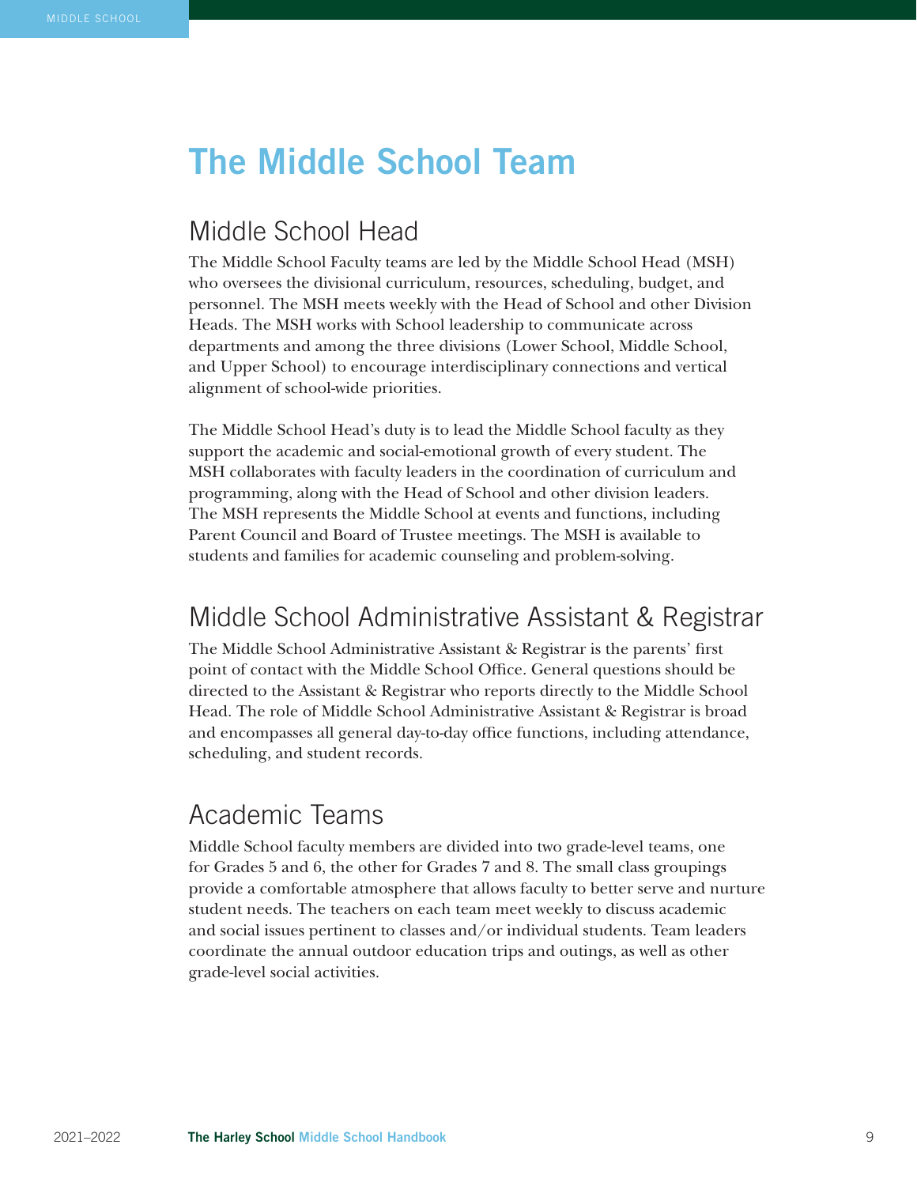# The Middle School Team

## Middle School Head

The Middle School Faculty teams are led by the Middle School Head (MSH) who oversees the divisional curriculum, resources, scheduling, budget, and personnel. The MSH meets weekly with the Head of School and other Division Heads. The MSH works with School leadership to communicate across departments and among the three divisions (Lower School, Middle School, and Upper School) to encourage interdisciplinary connections and vertical alignment of school-wide priorities.

The Middle School Head's duty is to lead the Middle School faculty as they support the academic and social-emotional growth of every student. The MSH collaborates with faculty leaders in the coordination of curriculum and programming, along with the Head of School and other division leaders. The MSH represents the Middle School at events and functions, including Parent Council and Board of Trustee meetings. The MSH is available to students and families for academic counseling and problem-solving.

## Middle School Administrative Assistant & Registrar

The Middle School Administrative Assistant & Registrar is the parents' first point of contact with the Middle School Office. General questions should be directed to the Assistant & Registrar who reports directly to the Middle School Head. The role of Middle School Administrative Assistant & Registrar is broad and encompasses all general day-to-day office functions, including attendance, scheduling, and student records.

## Academic Teams

Middle School faculty members are divided into two grade-level teams, one for Grades 5 and 6, the other for Grades 7 and 8. The small class groupings provide a comfortable atmosphere that allows faculty to better serve and nurture student needs. The teachers on each team meet weekly to discuss academic and social issues pertinent to classes and/or individual students. Team leaders coordinate the annual outdoor education trips and outings, as well as other grade-level social activities.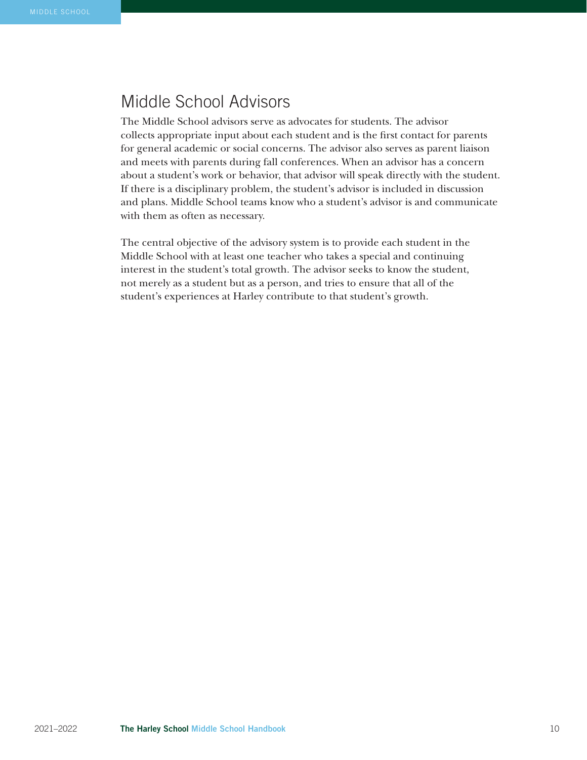## Middle School Advisors

The Middle School advisors serve as advocates for students. The advisor collects appropriate input about each student and is the first contact for parents for general academic or social concerns. The advisor also serves as parent liaison and meets with parents during fall conferences. When an advisor has a concern about a student's work or behavior, that advisor will speak directly with the student. If there is a disciplinary problem, the student's advisor is included in discussion and plans. Middle School teams know who a student's advisor is and communicate with them as often as necessary.

The central objective of the advisory system is to provide each student in the Middle School with at least one teacher who takes a special and continuing interest in the student's total growth. The advisor seeks to know the student, not merely as a student but as a person, and tries to ensure that all of the student's experiences at Harley contribute to that student's growth.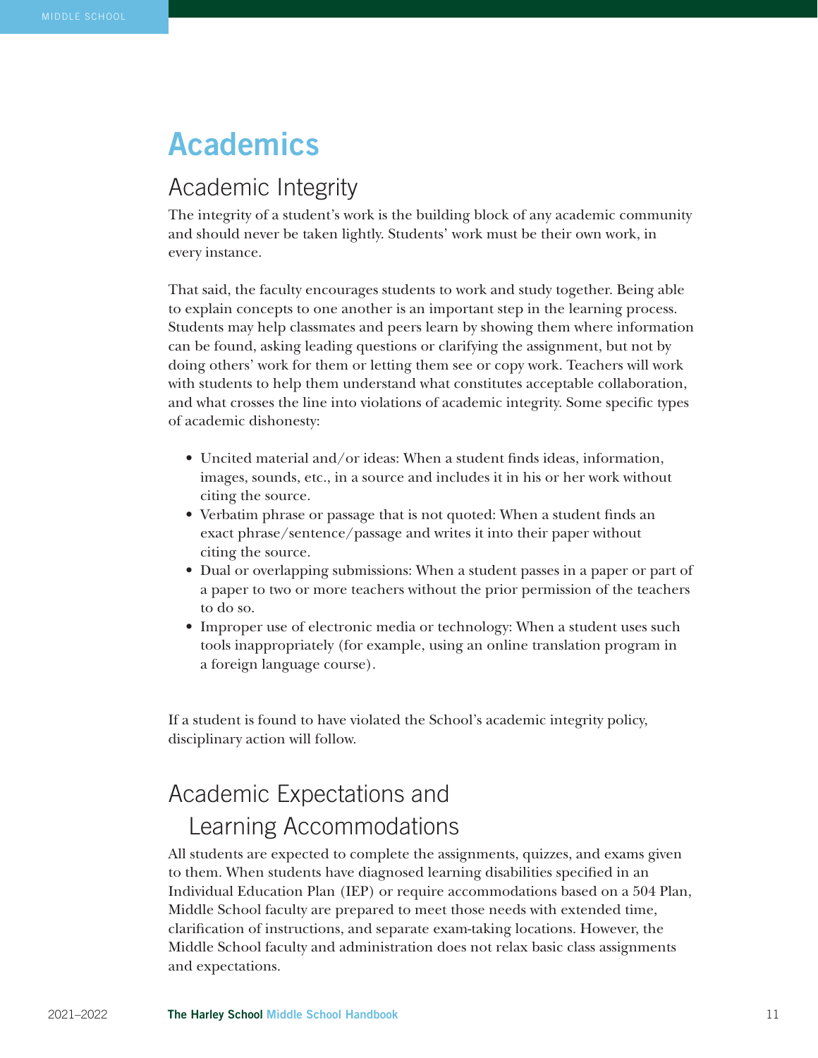# Academics

## Academic Integrity

The integrity of a student's work is the building block of any academic community and should never be taken lightly. Students' work must be their own work, in every instance.

That said, the faculty encourages students to work and study together. Being able to explain concepts to one another is an important step in the learning process. Students may help classmates and peers learn by showing them where information can be found, asking leading questions or clarifying the assignment, but not by doing others' work for them or letting them see or copy work. Teachers will work with students to help them understand what constitutes acceptable collaboration, and what crosses the line into violations of academic integrity. Some specific types of academic dishonesty:

- Uncited material and/or ideas: When a student finds ideas, information, images, sounds, etc., in a source and includes it in his or her work without citing the source.
- Verbatim phrase or passage that is not quoted: When a student finds an exact phrase/sentence/passage and writes it into their paper without citing the source.
- Dual or overlapping submissions: When a student passes in a paper or part of a paper to two or more teachers without the prior permission of the teachers to do so.
- Improper use of electronic media or technology: When a student uses such tools inappropriately (for example, using an online translation program in a foreign language course).

If a student is found to have violated the School's academic integrity policy, disciplinary action will follow.

## Academic Expectations and Learning Accommodations

All students are expected to complete the assignments, quizzes, and exams given to them. When students have diagnosed learning disabilities specified in an Individual Education Plan (IEP) or require accommodations based on a 504 Plan, Middle School faculty are prepared to meet those needs with extended time, clarification of instructions, and separate exam-taking locations. However, the Middle School faculty and administration does not relax basic class assignments and expectations.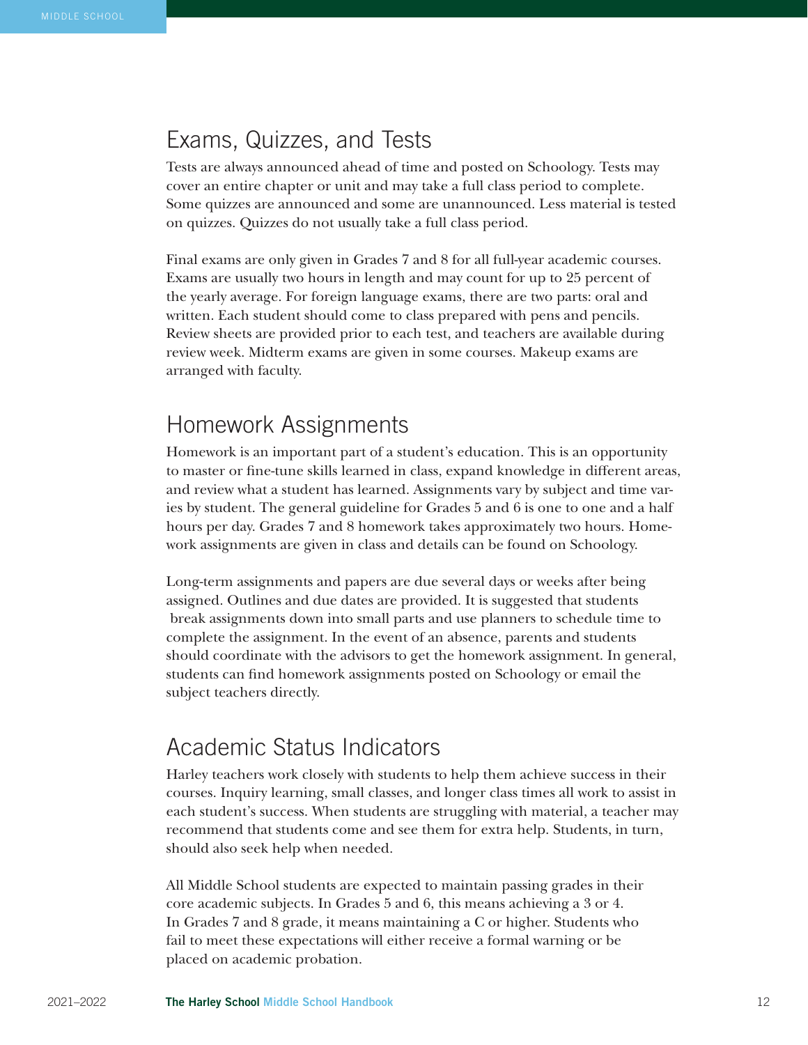## Exams, Quizzes, and Tests

Tests are always announced ahead of time and posted on Schoology. Tests may cover an entire chapter or unit and may take a full class period to complete. Some quizzes are announced and some are unannounced. Less material is tested on quizzes. Quizzes do not usually take a full class period.

Final exams are only given in Grades 7 and 8 for all full-year academic courses. Exams are usually two hours in length and may count for up to 25 percent of the yearly average. For foreign language exams, there are two parts: oral and written. Each student should come to class prepared with pens and pencils. Review sheets are provided prior to each test, and teachers are available during review week. Midterm exams are given in some courses. Makeup exams are arranged with faculty.

## Homework Assignments

Homework is an important part of a student's education. This is an opportunity to master or fine-tune skills learned in class, expand knowledge in different areas, and review what a student has learned. Assignments vary by subject and time varies by student. The general guideline for Grades 5 and 6 is one to one and a half hours per day. Grades 7 and 8 homework takes approximately two hours. Homework assignments are given in class and details can be found on Schoology.

Long-term assignments and papers are due several days or weeks after being assigned. Outlines and due dates are provided. It is suggested that students break assignments down into small parts and use planners to schedule time to complete the assignment. In the event of an absence, parents and students should coordinate with the advisors to get the homework assignment. In general, students can find homework assignments posted on Schoology or email the subject teachers directly.

## Academic Status Indicators

Harley teachers work closely with students to help them achieve success in their courses. Inquiry learning, small classes, and longer class times all work to assist in each student's success. When students are struggling with material, a teacher may recommend that students come and see them for extra help. Students, in turn, should also seek help when needed.

All Middle School students are expected to maintain passing grades in their core academic subjects. In Grades 5 and 6, this means achieving a 3 or 4. In Grades 7 and 8 grade, it means maintaining a C or higher. Students who fail to meet these expectations will either receive a formal warning or be placed on academic probation.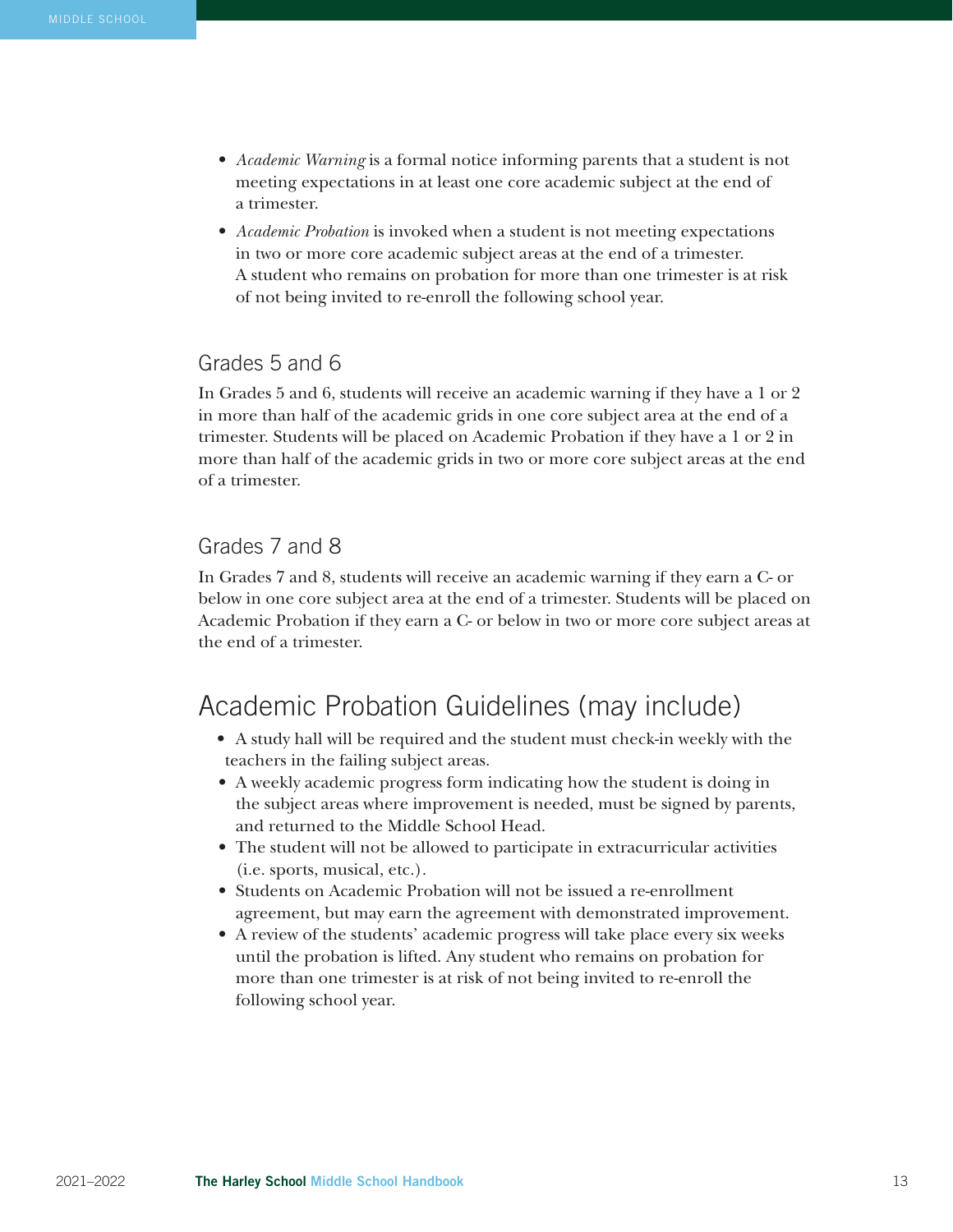- *Academic Warning* is a formal notice informing parents that a student is not meeting expectations in at least one core academic subject at the end of a trimester.
- *Academic Probation* is invoked when a student is not meeting expectations in two or more core academic subject areas at the end of a trimester. A student who remains on probation for more than one trimester is at risk of not being invited to re-enroll the following school year.

### Grades 5 and 6

In Grades 5 and 6, students will receive an academic warning if they have a 1 or 2 in more than half of the academic grids in one core subject area at the end of a trimester. Students will be placed on Academic Probation if they have a 1 or 2 in more than half of the academic grids in two or more core subject areas at the end of a trimester.

### Grades 7 and 8

In Grades 7 and 8, students will receive an academic warning if they earn a C- or below in one core subject area at the end of a trimester. Students will be placed on Academic Probation if they earn a C- or below in two or more core subject areas at the end of a trimester.

## Academic Probation Guidelines (may include)

- A study hall will be required and the student must check-in weekly with the teachers in the failing subject areas.
- A weekly academic progress form indicating how the student is doing in the subject areas where improvement is needed, must be signed by parents, and returned to the Middle School Head.
- The student will not be allowed to participate in extracurricular activities (i.e. sports, musical, etc.).
- Students on Academic Probation will not be issued a re-enrollment agreement, but may earn the agreement with demonstrated improvement.
- A review of the students' academic progress will take place every six weeks until the probation is lifted. Any student who remains on probation for more than one trimester is at risk of not being invited to re-enroll the following school year.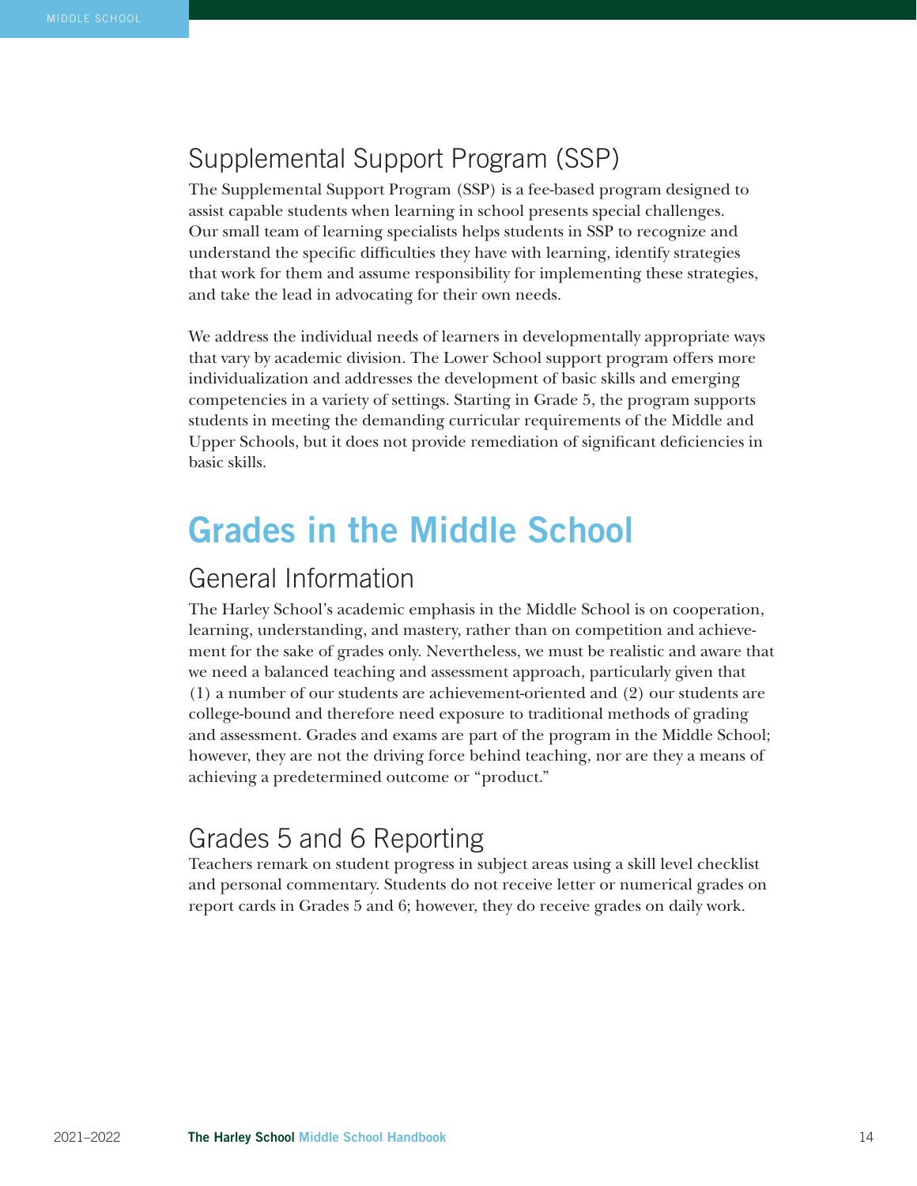## Supplemental Support Program (SSP)

The Supplemental Support Program (SSP) is a fee-based program designed to assist capable students when learning in school presents special challenges. Our small team of learning specialists helps students in SSP to recognize and understand the specific difficulties they have with learning, identify strategies that work for them and assume responsibility for implementing these strategies, and take the lead in advocating for their own needs.

We address the individual needs of learners in developmentally appropriate ways that vary by academic division. The Lower School support program offers more individualization and addresses the development of basic skills and emerging competencies in a variety of settings. Starting in Grade 5, the program supports students in meeting the demanding curricular requirements of the Middle and Upper Schools, but it does not provide remediation of significant deficiencies in basic skills.

# Grades in the Middle School

## General Information

The Harley School's academic emphasis in the Middle School is on cooperation, learning, understanding, and mastery, rather than on competition and achievement for the sake of grades only. Nevertheless, we must be realistic and aware that we need a balanced teaching and assessment approach, particularly given that (1) a number of our students are achievement-oriented and (2) our students are college-bound and therefore need exposure to traditional methods of grading and assessment. Grades and exams are part of the program in the Middle School; however, they are not the driving force behind teaching, nor are they a means of achieving a predetermined outcome or "product."

## Grades 5 and 6 Reporting

Teachers remark on student progress in subject areas using a skill level checklist and personal commentary. Students do not receive letter or numerical grades on report cards in Grades 5 and 6; however, they do receive grades on daily work.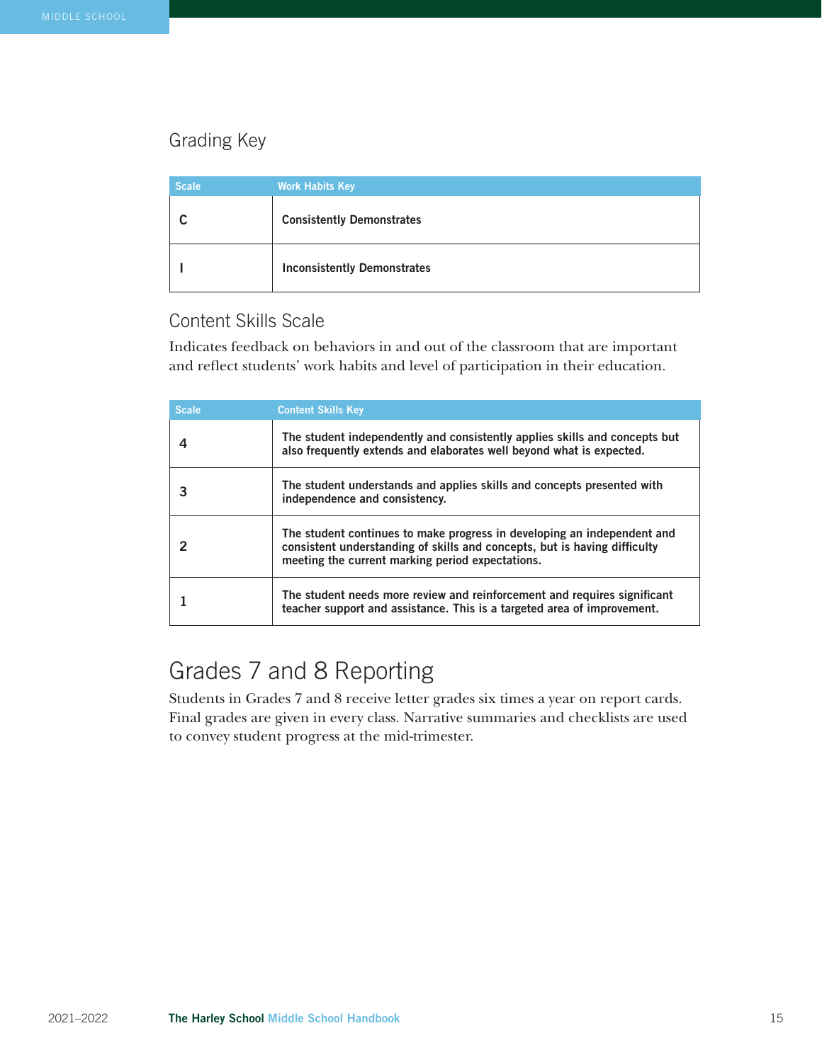## Grading Key

| Scale | Work Habits Key |
|---|---|
| C | **Consistently Demonstrates** |
| I | **Inconsistently Demonstrates** |

## Content Skills Scale

Indicates feedback on behaviors in and out of the classroom that are important and reflect students' work habits and level of participation in their education.

| Scale | Content Skills Key |
|---|---|
| 4 | **The student independently and consistently applies skills and concepts but also frequently extends and elaborates well beyond what is expected.** |
| 3 | **The student understands and applies skills and concepts presented with independence and consistency.** |
| 2 | **The student continues to make progress in developing an independent and consistent understanding of skills and concepts, but is having difficulty meeting the current marking period expectations.** |
| 1 | **The student needs more review and reinforcement and requires significant teacher support and assistance. This is a targeted area of improvement.** |

# Grades 7 and 8 Reporting

Students in Grades 7 and 8 receive letter grades six times a year on report cards. Final grades are given in every class. Narrative summaries and checklists are used to convey student progress at the mid-trimester.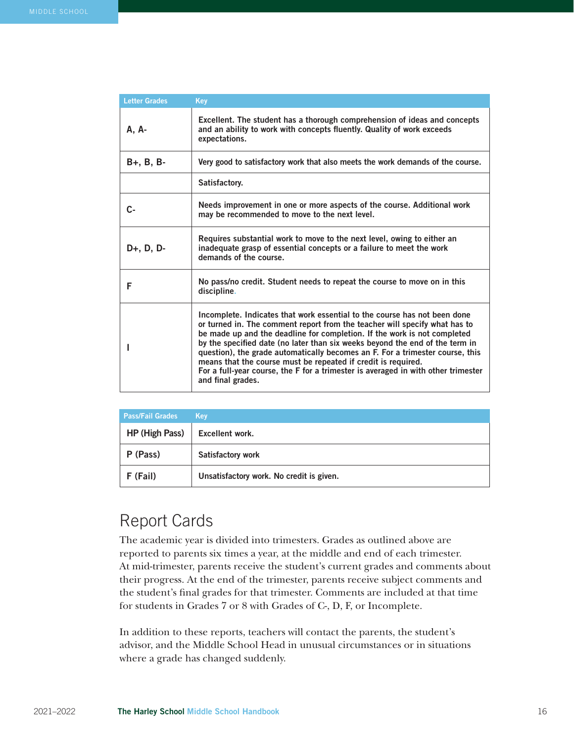| Letter Grades | Key |
|---|---|
| A, A- | Excellent. The student has a thorough comprehension of ideas and concepts and an ability to work with concepts fluently. Quality of work exceeds expectations. |
| B+, B, B- | Very good to satisfactory work that also meets the work demands of the course. |
| | Satisfactory. |
| C- | Needs improvement in one or more aspects of the course. Additional work may be recommended to move to the next level. |
| D+, D, D- | Requires substantial work to move to the next level, owing to either an inadequate grasp of essential concepts or a failure to meet the work demands of the course. |
| F | No pass/no credit. Student needs to repeat the course to move on in this discipline. |
| I | Incomplete. Indicates that work essential to the course has not been done or turned in. The comment report from the teacher will specify what has to be made up and the deadline for completion. If the work is not completed by the specified date (no later than six weeks beyond the end of the term in question), the grade automatically becomes an F. For a trimester course, this means that the course must be repeated if credit is required. For a full-year course, the F for a trimester is averaged in with other trimester and final grades. |

| Pass/Fail Grades | Key |
|---|---|
| HP (High Pass) | Excellent work. |
| P (Pass) | Satisfactory work |
| F (Fail) | Unsatisfactory work. No credit is given. |

## Report Cards

The academic year is divided into trimesters. Grades as outlined above are reported to parents six times a year, at the middle and end of each trimester. At mid-trimester, parents receive the student's current grades and comments about their progress. At the end of the trimester, parents receive subject comments and the student's final grades for that trimester. Comments are included at that time for students in Grades 7 or 8 with Grades of C-, D, F, or Incomplete.

In addition to these reports, teachers will contact the parents, the student's advisor, and the Middle School Head in unusual circumstances or in situations where a grade has changed suddenly.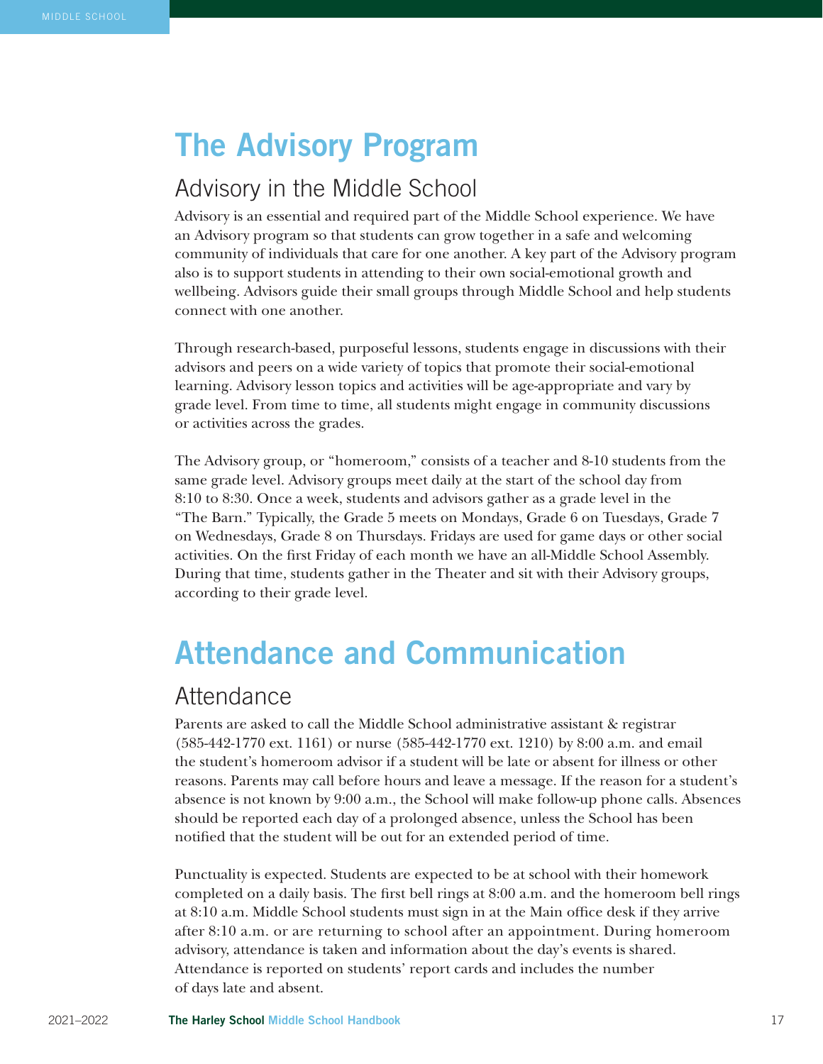# The Advisory Program

## Advisory in the Middle School

Advisory is an essential and required part of the Middle School experience. We have an Advisory program so that students can grow together in a safe and welcoming community of individuals that care for one another. A key part of the Advisory program also is to support students in attending to their own social-emotional growth and wellbeing. Advisors guide their small groups through Middle School and help students connect with one another.

Through research-based, purposeful lessons, students engage in discussions with their advisors and peers on a wide variety of topics that promote their social-emotional learning. Advisory lesson topics and activities will be age-appropriate and vary by grade level. From time to time, all students might engage in community discussions or activities across the grades.

The Advisory group, or "homeroom," consists of a teacher and 8-10 students from the same grade level. Advisory groups meet daily at the start of the school day from 8:10 to 8:30. Once a week, students and advisors gather as a grade level in the "The Barn." Typically, the Grade 5 meets on Mondays, Grade 6 on Tuesdays, Grade 7 on Wednesdays, Grade 8 on Thursdays. Fridays are used for game days or other social activities. On the first Friday of each month we have an all-Middle School Assembly. During that time, students gather in the Theater and sit with their Advisory groups, according to their grade level.

# Attendance and Communication

## Attendance

Parents are asked to call the Middle School administrative assistant & registrar (585-442-1770 ext. 1161) or nurse (585-442-1770 ext. 1210) by 8:00 a.m. and email the student's homeroom advisor if a student will be late or absent for illness or other reasons. Parents may call before hours and leave a message. If the reason for a student's absence is not known by 9:00 a.m., the School will make follow-up phone calls. Absences should be reported each day of a prolonged absence, unless the School has been notified that the student will be out for an extended period of time.

Punctuality is expected. Students are expected to be at school with their homework completed on a daily basis. The first bell rings at 8:00 a.m. and the homeroom bell rings at 8:10 a.m. Middle School students must sign in at the Main office desk if they arrive after 8:10 a.m. or are returning to school after an appointment. During homeroom advisory, attendance is taken and information about the day's events is shared. Attendance is reported on students' report cards and includes the number of days late and absent.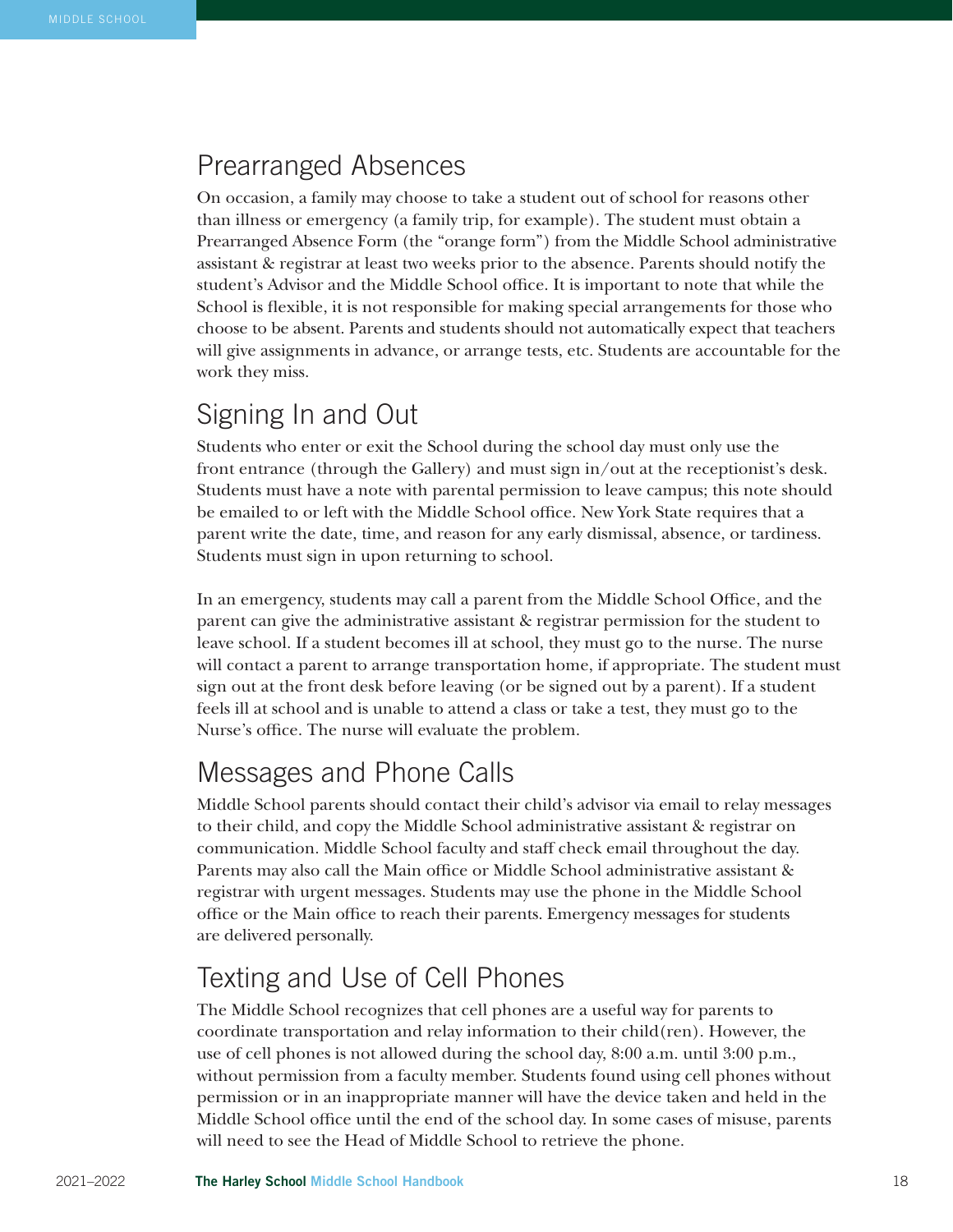## Prearranged Absences

On occasion, a family may choose to take a student out of school for reasons other than illness or emergency (a family trip, for example). The student must obtain a Prearranged Absence Form (the "orange form") from the Middle School administrative assistant & registrar at least two weeks prior to the absence. Parents should notify the student's Advisor and the Middle School office. It is important to note that while the School is flexible, it is not responsible for making special arrangements for those who choose to be absent. Parents and students should not automatically expect that teachers will give assignments in advance, or arrange tests, etc. Students are accountable for the work they miss.

## Signing In and Out

Students who enter or exit the School during the school day must only use the front entrance (through the Gallery) and must sign in/out at the receptionist's desk. Students must have a note with parental permission to leave campus; this note should be emailed to or left with the Middle School office. New York State requires that a parent write the date, time, and reason for any early dismissal, absence, or tardiness. Students must sign in upon returning to school.

In an emergency, students may call a parent from the Middle School Office, and the parent can give the administrative assistant & registrar permission for the student to leave school. If a student becomes ill at school, they must go to the nurse. The nurse will contact a parent to arrange transportation home, if appropriate. The student must sign out at the front desk before leaving (or be signed out by a parent). If a student feels ill at school and is unable to attend a class or take a test, they must go to the Nurse's office. The nurse will evaluate the problem.

## Messages and Phone Calls

Middle School parents should contact their child's advisor via email to relay messages to their child, and copy the Middle School administrative assistant & registrar on communication. Middle School faculty and staff check email throughout the day. Parents may also call the Main office or Middle School administrative assistant & registrar with urgent messages. Students may use the phone in the Middle School office or the Main office to reach their parents. Emergency messages for students are delivered personally.

## Texting and Use of Cell Phones

The Middle School recognizes that cell phones are a useful way for parents to coordinate transportation and relay information to their child(ren). However, the use of cell phones is not allowed during the school day, 8:00 a.m. until 3:00 p.m., without permission from a faculty member. Students found using cell phones without permission or in an inappropriate manner will have the device taken and held in the Middle School office until the end of the school day. In some cases of misuse, parents will need to see the Head of Middle School to retrieve the phone.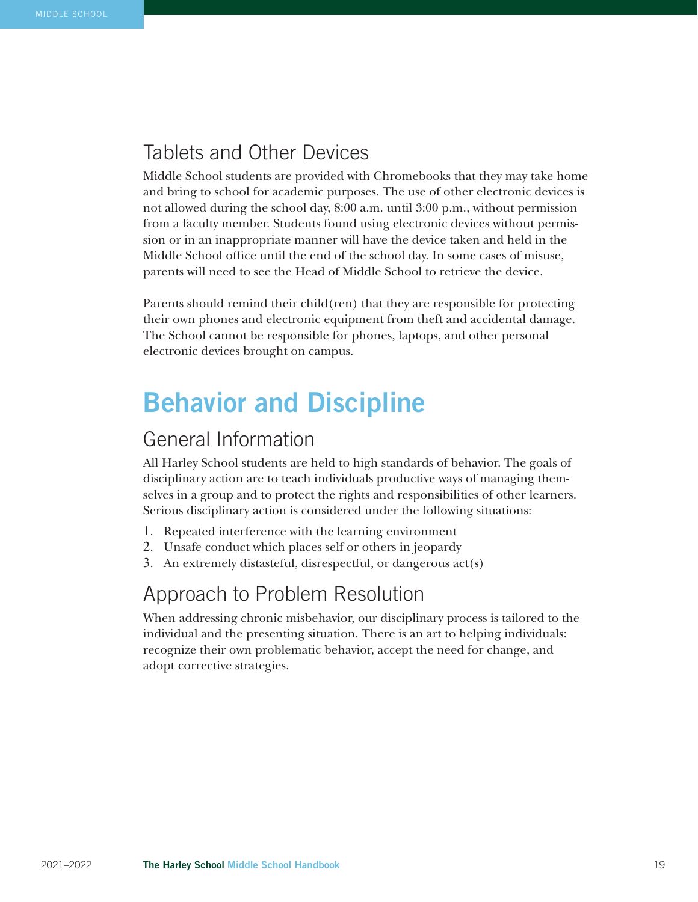## Tablets and Other Devices

Middle School students are provided with Chromebooks that they may take home and bring to school for academic purposes. The use of other electronic devices is not allowed during the school day, 8:00 a.m. until 3:00 p.m., without permission from a faculty member. Students found using electronic devices without permission or in an inappropriate manner will have the device taken and held in the Middle School office until the end of the school day. In some cases of misuse, parents will need to see the Head of Middle School to retrieve the device.

Parents should remind their child(ren) that they are responsible for protecting their own phones and electronic equipment from theft and accidental damage. The School cannot be responsible for phones, laptops, and other personal electronic devices brought on campus.

# Behavior and Discipline

## General Information

All Harley School students are held to high standards of behavior. The goals of disciplinary action are to teach individuals productive ways of managing themselves in a group and to protect the rights and responsibilities of other learners. Serious disciplinary action is considered under the following situations:

1. Repeated interference with the learning environment
2. Unsafe conduct which places self or others in jeopardy
3. An extremely distasteful, disrespectful, or dangerous act(s)

## Approach to Problem Resolution

When addressing chronic misbehavior, our disciplinary process is tailored to the individual and the presenting situation. There is an art to helping individuals: recognize their own problematic behavior, accept the need for change, and adopt corrective strategies.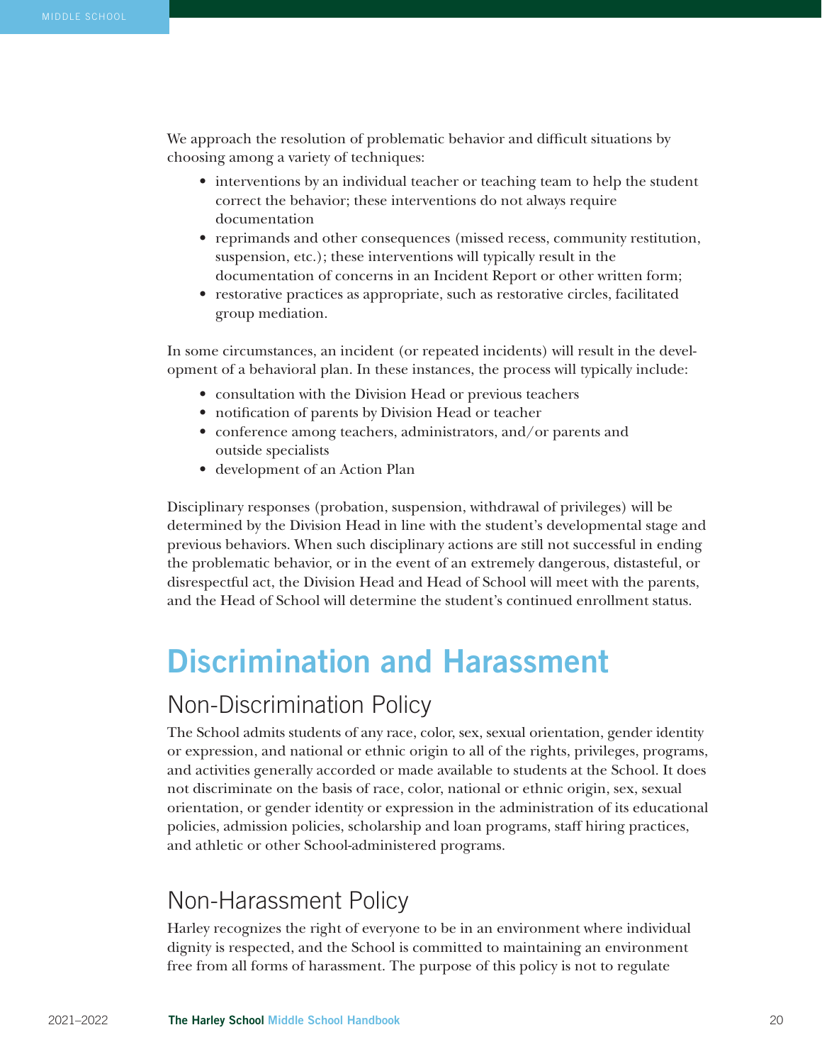We approach the resolution of problematic behavior and difficult situations by choosing among a variety of techniques:

- interventions by an individual teacher or teaching team to help the student correct the behavior; these interventions do not always require documentation
- reprimands and other consequences (missed recess, community restitution, suspension, etc.); these interventions will typically result in the documentation of concerns in an Incident Report or other written form;
- restorative practices as appropriate, such as restorative circles, facilitated group mediation.

In some circumstances, an incident (or repeated incidents) will result in the development of a behavioral plan. In these instances, the process will typically include:

- consultation with the Division Head or previous teachers
- notification of parents by Division Head or teacher
- conference among teachers, administrators, and/or parents and outside specialists
- development of an Action Plan

Disciplinary responses (probation, suspension, withdrawal of privileges) will be determined by the Division Head in line with the student's developmental stage and previous behaviors. When such disciplinary actions are still not successful in ending the problematic behavior, or in the event of an extremely dangerous, distasteful, or disrespectful act, the Division Head and Head of School will meet with the parents, and the Head of School will determine the student's continued enrollment status.

# Discrimination and Harassment

## Non-Discrimination Policy

The School admits students of any race, color, sex, sexual orientation, gender identity or expression, and national or ethnic origin to all of the rights, privileges, programs, and activities generally accorded or made available to students at the School. It does not discriminate on the basis of race, color, national or ethnic origin, sex, sexual orientation, or gender identity or expression in the administration of its educational policies, admission policies, scholarship and loan programs, staff hiring practices, and athletic or other School-administered programs.

## Non-Harassment Policy

Harley recognizes the right of everyone to be in an environment where individual dignity is respected, and the School is committed to maintaining an environment free from all forms of harassment. The purpose of this policy is not to regulate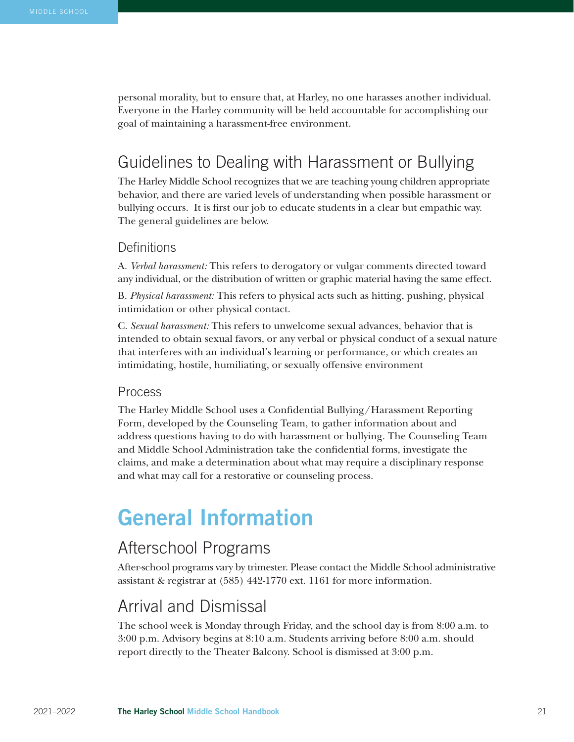personal morality, but to ensure that, at Harley, no one harasses another individual. Everyone in the Harley community will be held accountable for accomplishing our goal of maintaining a harassment-free environment.

## Guidelines to Dealing with Harassment or Bullying

The Harley Middle School recognizes that we are teaching young children appropriate behavior, and there are varied levels of understanding when possible harassment or bullying occurs. It is first our job to educate students in a clear but empathic way. The general guidelines are below.

### Definitions

A. *Verbal harassment:* This refers to derogatory or vulgar comments directed toward any individual, or the distribution of written or graphic material having the same effect.

B. *Physical harassment:* This refers to physical acts such as hitting, pushing, physical intimidation or other physical contact.

C. *Sexual harassment:* This refers to unwelcome sexual advances, behavior that is intended to obtain sexual favors, or any verbal or physical conduct of a sexual nature that interferes with an individual's learning or performance, or which creates an intimidating, hostile, humiliating, or sexually offensive environment

### Process

The Harley Middle School uses a Confidential Bullying/Harassment Reporting Form, developed by the Counseling Team, to gather information about and address questions having to do with harassment or bullying. The Counseling Team and Middle School Administration take the confidential forms, investigate the claims, and make a determination about what may require a disciplinary response and what may call for a restorative or counseling process.

# General Information

## Afterschool Programs

After-school programs vary by trimester. Please contact the Middle School administrative assistant & registrar at (585) 442-1770 ext. 1161 for more information.

## Arrival and Dismissal

The school week is Monday through Friday, and the school day is from 8:00 a.m. to 3:00 p.m. Advisory begins at 8:10 a.m. Students arriving before 8:00 a.m. should report directly to the Theater Balcony. School is dismissed at 3:00 p.m.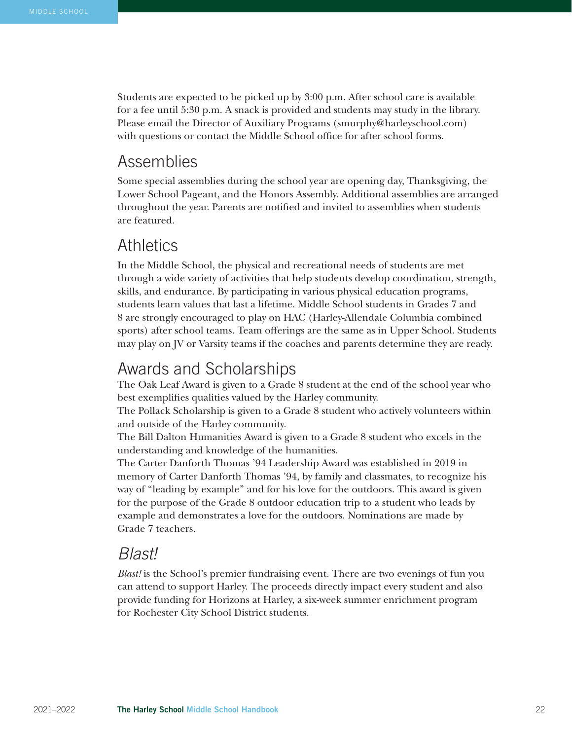Students are expected to be picked up by 3:00 p.m. After school care is available for a fee until 5:30 p.m. A snack is provided and students may study in the library. Please email the Director of Auxiliary Programs (smurphy@harleyschool.com) with questions or contact the Middle School office for after school forms.

## Assemblies

Some special assemblies during the school year are opening day, Thanksgiving, the Lower School Pageant, and the Honors Assembly. Additional assemblies are arranged throughout the year. Parents are notified and invited to assemblies when students are featured.

## Athletics

In the Middle School, the physical and recreational needs of students are met through a wide variety of activities that help students develop coordination, strength, skills, and endurance. By participating in various physical education programs, students learn values that last a lifetime. Middle School students in Grades 7 and 8 are strongly encouraged to play on HAC (Harley-Allendale Columbia combined sports) after school teams. Team offerings are the same as in Upper School. Students may play on JV or Varsity teams if the coaches and parents determine they are ready.

## Awards and Scholarships

The Oak Leaf Award is given to a Grade 8 student at the end of the school year who best exemplifies qualities valued by the Harley community.

The Pollack Scholarship is given to a Grade 8 student who actively volunteers within and outside of the Harley community.

The Bill Dalton Humanities Award is given to a Grade 8 student who excels in the understanding and knowledge of the humanities.

The Carter Danforth Thomas '94 Leadership Award was established in 2019 in memory of Carter Danforth Thomas '94, by family and classmates, to recognize his way of "leading by example" and for his love for the outdoors. This award is given for the purpose of the Grade 8 outdoor education trip to a student who leads by example and demonstrates a love for the outdoors. Nominations are made by Grade 7 teachers.

## *Blast!*

*Blast!* is the School's premier fundraising event. There are two evenings of fun you can attend to support Harley. The proceeds directly impact every student and also provide funding for Horizons at Harley, a six-week summer enrichment program for Rochester City School District students.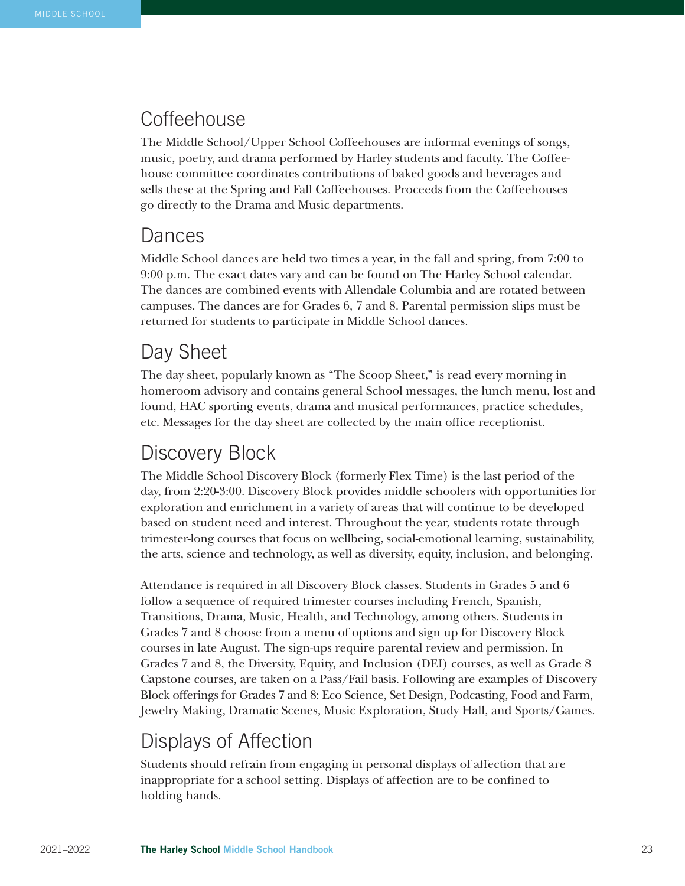## Coffeehouse

The Middle School/Upper School Coffeehouses are informal evenings of songs, music, poetry, and drama performed by Harley students and faculty. The Coffeehouse committee coordinates contributions of baked goods and beverages and sells these at the Spring and Fall Coffeehouses. Proceeds from the Coffeehouses go directly to the Drama and Music departments.

## Dances

Middle School dances are held two times a year, in the fall and spring, from 7:00 to 9:00 p.m. The exact dates vary and can be found on The Harley School calendar. The dances are combined events with Allendale Columbia and are rotated between campuses. The dances are for Grades 6, 7 and 8. Parental permission slips must be returned for students to participate in Middle School dances.

## Day Sheet

The day sheet, popularly known as "The Scoop Sheet," is read every morning in homeroom advisory and contains general School messages, the lunch menu, lost and found, HAC sporting events, drama and musical performances, practice schedules, etc. Messages for the day sheet are collected by the main office receptionist.

## Discovery Block

The Middle School Discovery Block (formerly Flex Time) is the last period of the day, from 2:20-3:00. Discovery Block provides middle schoolers with opportunities for exploration and enrichment in a variety of areas that will continue to be developed based on student need and interest. Throughout the year, students rotate through trimester-long courses that focus on wellbeing, social-emotional learning, sustainability, the arts, science and technology, as well as diversity, equity, inclusion, and belonging.

Attendance is required in all Discovery Block classes. Students in Grades 5 and 6 follow a sequence of required trimester courses including French, Spanish, Transitions, Drama, Music, Health, and Technology, among others. Students in Grades 7 and 8 choose from a menu of options and sign up for Discovery Block courses in late August. The sign-ups require parental review and permission. In Grades 7 and 8, the Diversity, Equity, and Inclusion (DEI) courses, as well as Grade 8 Capstone courses, are taken on a Pass/Fail basis. Following are examples of Discovery Block offerings for Grades 7 and 8: Eco Science, Set Design, Podcasting, Food and Farm, Jewelry Making, Dramatic Scenes, Music Exploration, Study Hall, and Sports/Games.

## Displays of Affection

Students should refrain from engaging in personal displays of affection that are inappropriate for a school setting. Displays of affection are to be confined to holding hands.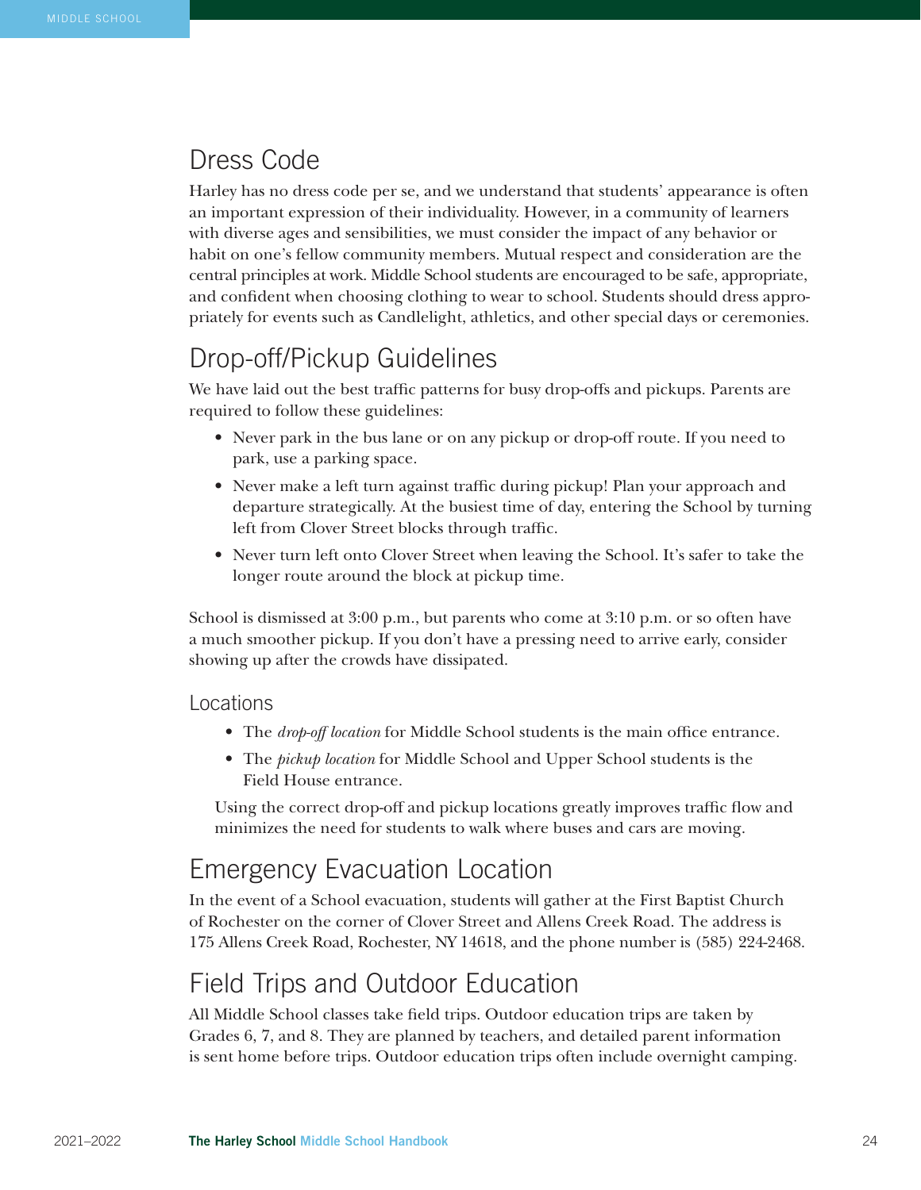## Dress Code

Harley has no dress code per se, and we understand that students' appearance is often an important expression of their individuality. However, in a community of learners with diverse ages and sensibilities, we must consider the impact of any behavior or habit on one's fellow community members. Mutual respect and consideration are the central principles at work. Middle School students are encouraged to be safe, appropriate, and confident when choosing clothing to wear to school. Students should dress appropriately for events such as Candlelight, athletics, and other special days or ceremonies.

## Drop-off/Pickup Guidelines

We have laid out the best traffic patterns for busy drop-offs and pickups. Parents are required to follow these guidelines:

- Never park in the bus lane or on any pickup or drop-off route. If you need to park, use a parking space.
- Never make a left turn against traffic during pickup! Plan your approach and departure strategically. At the busiest time of day, entering the School by turning left from Clover Street blocks through traffic.
- Never turn left onto Clover Street when leaving the School. It's safer to take the longer route around the block at pickup time.

School is dismissed at 3:00 p.m., but parents who come at 3:10 p.m. or so often have a much smoother pickup. If you don't have a pressing need to arrive early, consider showing up after the crowds have dissipated.

### Locations

- The *drop-off location* for Middle School students is the main office entrance.
- The *pickup location* for Middle School and Upper School students is the Field House entrance.

Using the correct drop-off and pickup locations greatly improves traffic flow and minimizes the need for students to walk where buses and cars are moving.

## Emergency Evacuation Location

In the event of a School evacuation, students will gather at the First Baptist Church of Rochester on the corner of Clover Street and Allens Creek Road. The address is 175 Allens Creek Road, Rochester, NY 14618, and the phone number is (585) 224-2468.

## Field Trips and Outdoor Education

All Middle School classes take field trips. Outdoor education trips are taken by Grades 6, 7, and 8. They are planned by teachers, and detailed parent information is sent home before trips. Outdoor education trips often include overnight camping.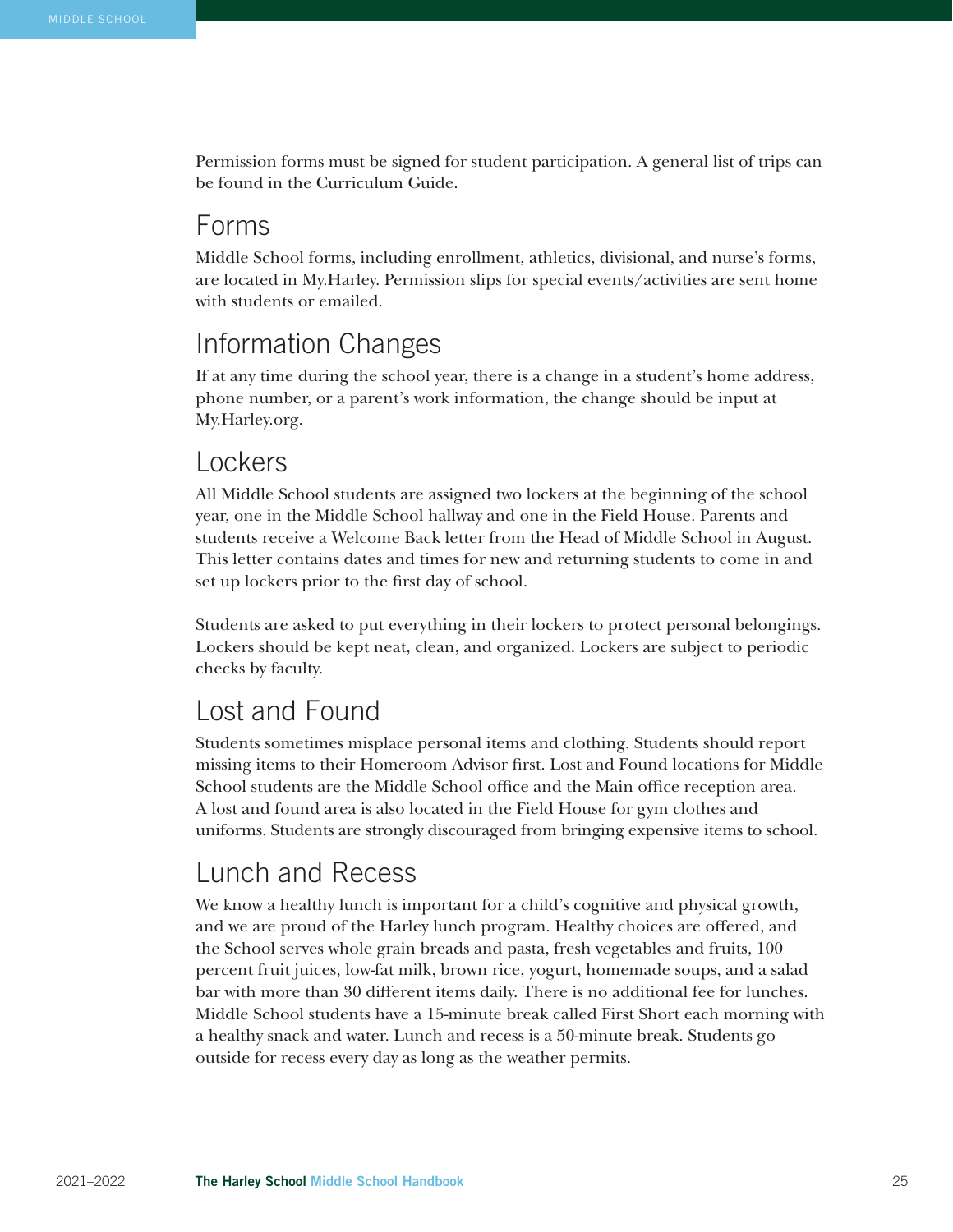Permission forms must be signed for student participation. A general list of trips can be found in the Curriculum Guide.

## Forms

Middle School forms, including enrollment, athletics, divisional, and nurse's forms, are located in My.Harley. Permission slips for special events/activities are sent home with students or emailed.

## Information Changes

If at any time during the school year, there is a change in a student's home address, phone number, or a parent's work information, the change should be input at My.Harley.org.

## Lockers

All Middle School students are assigned two lockers at the beginning of the school year, one in the Middle School hallway and one in the Field House. Parents and students receive a Welcome Back letter from the Head of Middle School in August. This letter contains dates and times for new and returning students to come in and set up lockers prior to the first day of school.

Students are asked to put everything in their lockers to protect personal belongings. Lockers should be kept neat, clean, and organized. Lockers are subject to periodic checks by faculty.

## Lost and Found

Students sometimes misplace personal items and clothing. Students should report missing items to their Homeroom Advisor first. Lost and Found locations for Middle School students are the Middle School office and the Main office reception area. A lost and found area is also located in the Field House for gym clothes and uniforms. Students are strongly discouraged from bringing expensive items to school.

## Lunch and Recess

We know a healthy lunch is important for a child's cognitive and physical growth, and we are proud of the Harley lunch program. Healthy choices are offered, and the School serves whole grain breads and pasta, fresh vegetables and fruits, 100 percent fruit juices, low-fat milk, brown rice, yogurt, homemade soups, and a salad bar with more than 30 different items daily. There is no additional fee for lunches. Middle School students have a 15-minute break called First Short each morning with a healthy snack and water. Lunch and recess is a 50-minute break. Students go outside for recess every day as long as the weather permits.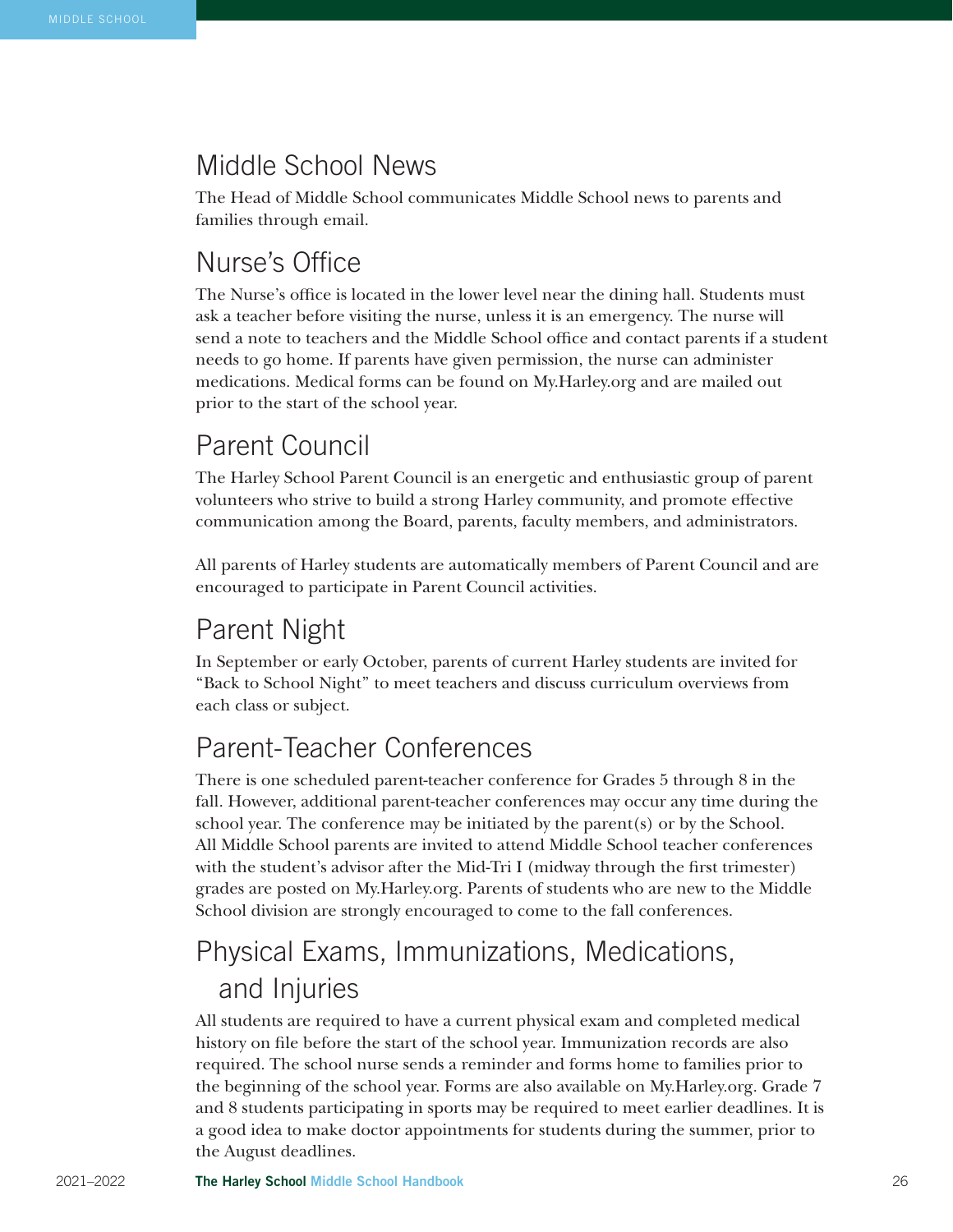## Middle School News

The Head of Middle School communicates Middle School news to parents and families through email.

## Nurse's Office

The Nurse's office is located in the lower level near the dining hall. Students must ask a teacher before visiting the nurse, unless it is an emergency. The nurse will send a note to teachers and the Middle School office and contact parents if a student needs to go home. If parents have given permission, the nurse can administer medications. Medical forms can be found on My.Harley.org and are mailed out prior to the start of the school year.

## Parent Council

The Harley School Parent Council is an energetic and enthusiastic group of parent volunteers who strive to build a strong Harley community, and promote effective communication among the Board, parents, faculty members, and administrators.

All parents of Harley students are automatically members of Parent Council and are encouraged to participate in Parent Council activities.

## Parent Night

In September or early October, parents of current Harley students are invited for "Back to School Night" to meet teachers and discuss curriculum overviews from each class or subject.

## Parent-Teacher Conferences

There is one scheduled parent-teacher conference for Grades 5 through 8 in the fall. However, additional parent-teacher conferences may occur any time during the school year. The conference may be initiated by the parent(s) or by the School. All Middle School parents are invited to attend Middle School teacher conferences with the student's advisor after the Mid-Tri I (midway through the first trimester) grades are posted on My.Harley.org. Parents of students who are new to the Middle School division are strongly encouraged to come to the fall conferences.

## Physical Exams, Immunizations, Medications, and Injuries

All students are required to have a current physical exam and completed medical history on file before the start of the school year. Immunization records are also required. The school nurse sends a reminder and forms home to families prior to the beginning of the school year. Forms are also available on My.Harley.org. Grade 7 and 8 students participating in sports may be required to meet earlier deadlines. It is a good idea to make doctor appointments for students during the summer, prior to the August deadlines.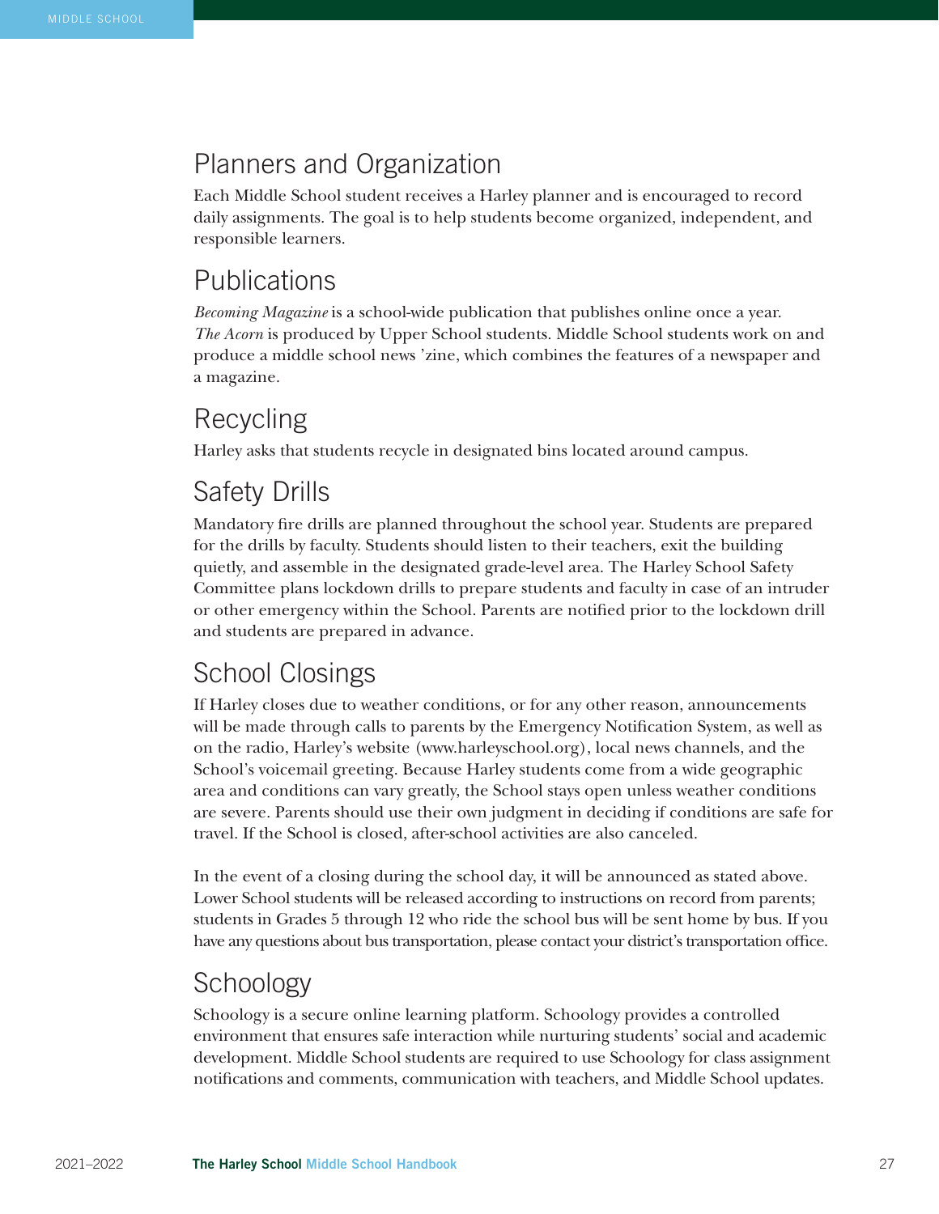## Planners and Organization

Each Middle School student receives a Harley planner and is encouraged to record daily assignments. The goal is to help students become organized, independent, and responsible learners.

## Publications

*Becoming Magazine* is a school-wide publication that publishes online once a year. *The Acorn* is produced by Upper School students. Middle School students work on and produce a middle school news 'zine, which combines the features of a newspaper and a magazine.

## Recycling

Harley asks that students recycle in designated bins located around campus.

## Safety Drills

Mandatory fire drills are planned throughout the school year. Students are prepared for the drills by faculty. Students should listen to their teachers, exit the building quietly, and assemble in the designated grade-level area. The Harley School Safety Committee plans lockdown drills to prepare students and faculty in case of an intruder or other emergency within the School. Parents are notified prior to the lockdown drill and students are prepared in advance.

## School Closings

If Harley closes due to weather conditions, or for any other reason, announcements will be made through calls to parents by the Emergency Notification System, as well as on the radio, Harley's website (www.harleyschool.org), local news channels, and the School's voicemail greeting. Because Harley students come from a wide geographic area and conditions can vary greatly, the School stays open unless weather conditions are severe. Parents should use their own judgment in deciding if conditions are safe for travel. If the School is closed, after-school activities are also canceled.

In the event of a closing during the school day, it will be announced as stated above. Lower School students will be released according to instructions on record from parents; students in Grades 5 through 12 who ride the school bus will be sent home by bus. If you have any questions about bus transportation, please contact your district's transportation office.

## Schoology

Schoology is a secure online learning platform. Schoology provides a controlled environment that ensures safe interaction while nurturing students' social and academic development. Middle School students are required to use Schoology for class assignment notifications and comments, communication with teachers, and Middle School updates.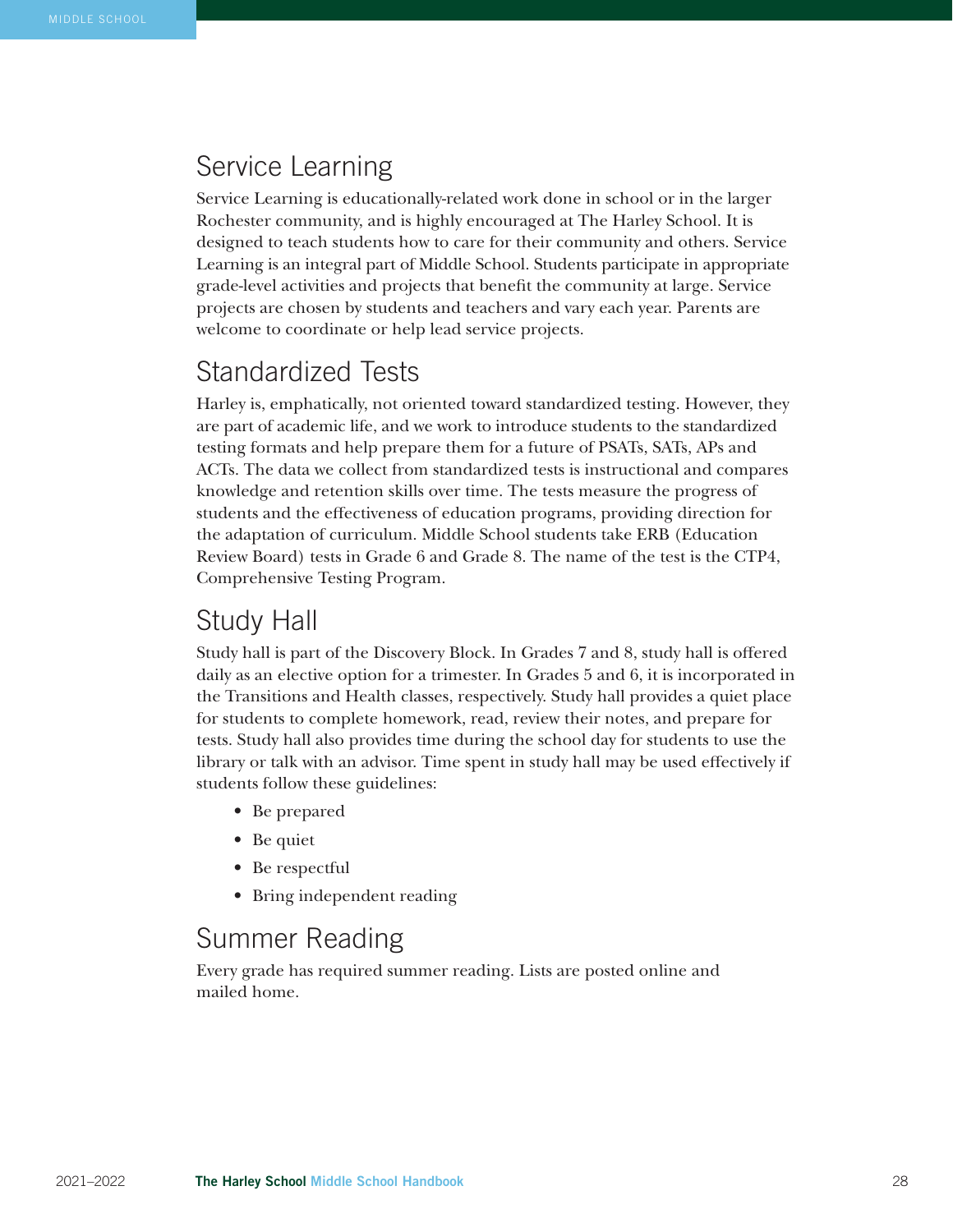## Service Learning

Service Learning is educationally-related work done in school or in the larger Rochester community, and is highly encouraged at The Harley School. It is designed to teach students how to care for their community and others. Service Learning is an integral part of Middle School. Students participate in appropriate grade-level activities and projects that benefit the community at large. Service projects are chosen by students and teachers and vary each year. Parents are welcome to coordinate or help lead service projects.

## Standardized Tests

Harley is, emphatically, not oriented toward standardized testing. However, they are part of academic life, and we work to introduce students to the standardized testing formats and help prepare them for a future of PSATs, SATs, APs and ACTs. The data we collect from standardized tests is instructional and compares knowledge and retention skills over time. The tests measure the progress of students and the effectiveness of education programs, providing direction for the adaptation of curriculum. Middle School students take ERB (Education Review Board) tests in Grade 6 and Grade 8. The name of the test is the CTP4, Comprehensive Testing Program.

## Study Hall

Study hall is part of the Discovery Block. In Grades 7 and 8, study hall is offered daily as an elective option for a trimester. In Grades 5 and 6, it is incorporated in the Transitions and Health classes, respectively. Study hall provides a quiet place for students to complete homework, read, review their notes, and prepare for tests. Study hall also provides time during the school day for students to use the library or talk with an advisor. Time spent in study hall may be used effectively if students follow these guidelines:

- Be prepared
- Be quiet
- Be respectful
- Bring independent reading

## Summer Reading

Every grade has required summer reading. Lists are posted online and mailed home.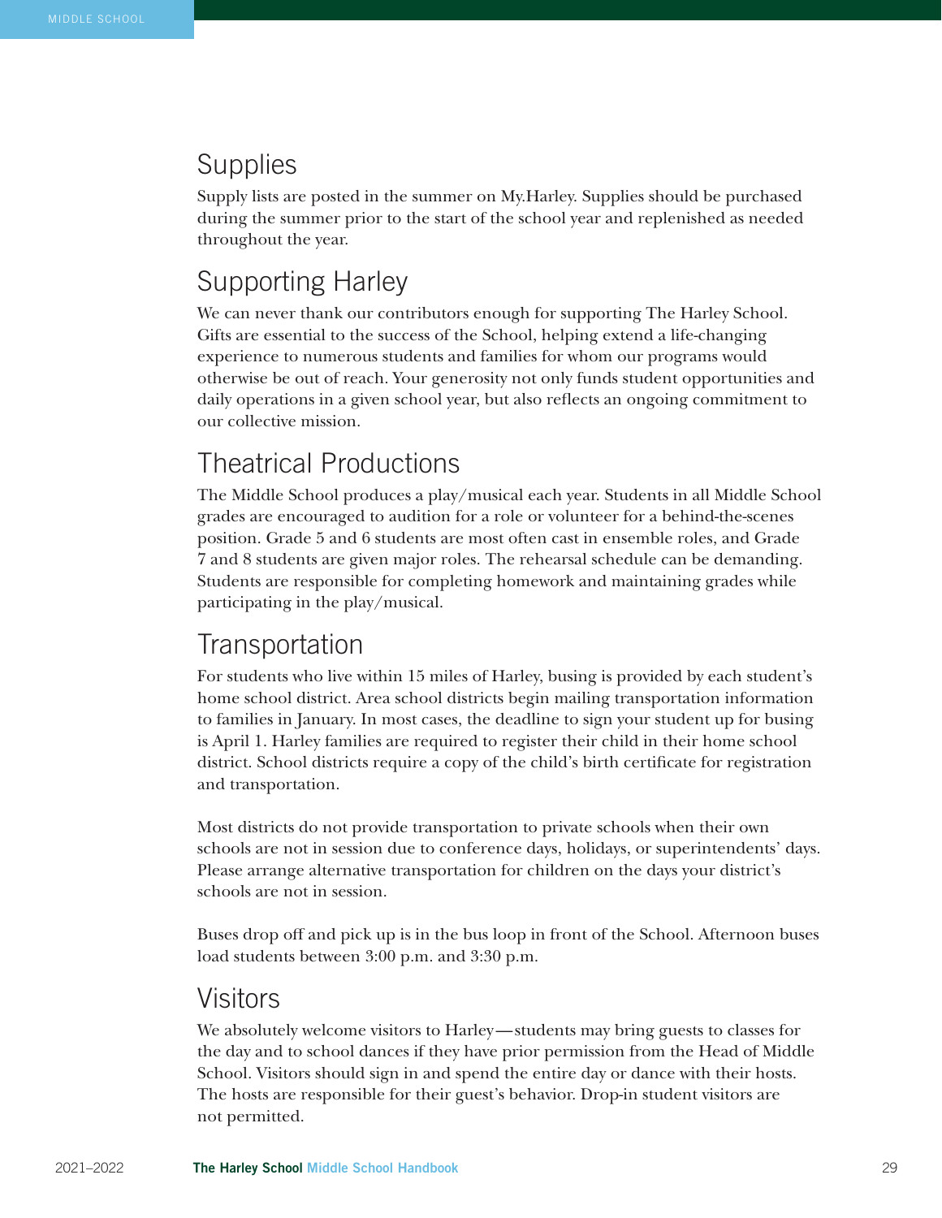## Supplies

Supply lists are posted in the summer on My.Harley. Supplies should be purchased during the summer prior to the start of the school year and replenished as needed throughout the year.

## Supporting Harley

We can never thank our contributors enough for supporting The Harley School. Gifts are essential to the success of the School, helping extend a life-changing experience to numerous students and families for whom our programs would otherwise be out of reach. Your generosity not only funds student opportunities and daily operations in a given school year, but also reflects an ongoing commitment to our collective mission.

## Theatrical Productions

The Middle School produces a play/musical each year. Students in all Middle School grades are encouraged to audition for a role or volunteer for a behind-the-scenes position. Grade 5 and 6 students are most often cast in ensemble roles, and Grade 7 and 8 students are given major roles. The rehearsal schedule can be demanding. Students are responsible for completing homework and maintaining grades while participating in the play/musical.

## Transportation

For students who live within 15 miles of Harley, busing is provided by each student's home school district. Area school districts begin mailing transportation information to families in January. In most cases, the deadline to sign your student up for busing is April 1. Harley families are required to register their child in their home school district. School districts require a copy of the child's birth certificate for registration and transportation.

Most districts do not provide transportation to private schools when their own schools are not in session due to conference days, holidays, or superintendents' days. Please arrange alternative transportation for children on the days your district's schools are not in session.

Buses drop off and pick up is in the bus loop in front of the School. Afternoon buses load students between 3:00 p.m. and 3:30 p.m.

## Visitors

We absolutely welcome visitors to Harley—students may bring guests to classes for the day and to school dances if they have prior permission from the Head of Middle School. Visitors should sign in and spend the entire day or dance with their hosts. The hosts are responsible for their guest's behavior. Drop-in student visitors are not permitted.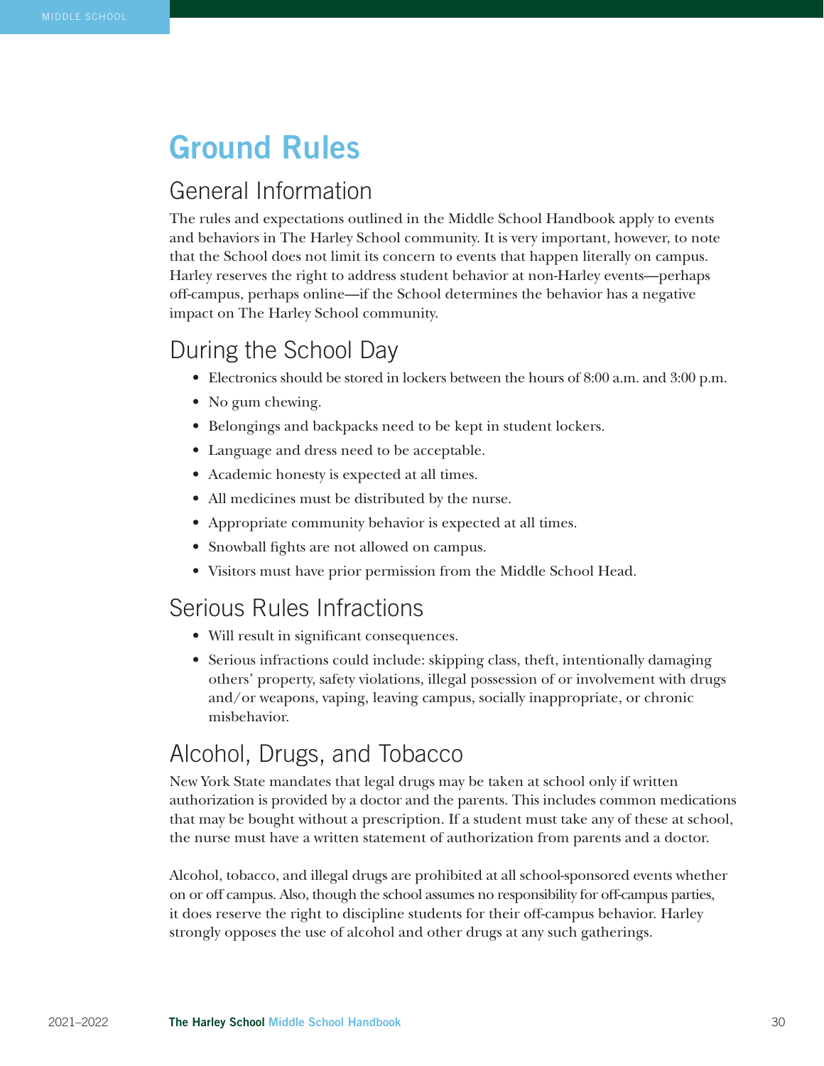# Ground Rules

## General Information

The rules and expectations outlined in the Middle School Handbook apply to events and behaviors in The Harley School community. It is very important, however, to note that the School does not limit its concern to events that happen literally on campus. Harley reserves the right to address student behavior at non-Harley events—perhaps off-campus, perhaps online—if the School determines the behavior has a negative impact on The Harley School community.

## During the School Day

- Electronics should be stored in lockers between the hours of 8:00 a.m. and 3:00 p.m.
- No gum chewing.
- Belongings and backpacks need to be kept in student lockers.
- Language and dress need to be acceptable.
- Academic honesty is expected at all times.
- All medicines must be distributed by the nurse.
- Appropriate community behavior is expected at all times.
- Snowball fights are not allowed on campus.
- Visitors must have prior permission from the Middle School Head.

## Serious Rules Infractions

- Will result in significant consequences.
- Serious infractions could include: skipping class, theft, intentionally damaging others' property, safety violations, illegal possession of or involvement with drugs and/or weapons, vaping, leaving campus, socially inappropriate, or chronic misbehavior.

## Alcohol, Drugs, and Tobacco

New York State mandates that legal drugs may be taken at school only if written authorization is provided by a doctor and the parents. This includes common medications that may be bought without a prescription. If a student must take any of these at school, the nurse must have a written statement of authorization from parents and a doctor.

Alcohol, tobacco, and illegal drugs are prohibited at all school-sponsored events whether on or off campus. Also, though the school assumes no responsibility for off-campus parties, it does reserve the right to discipline students for their off-campus behavior. Harley strongly opposes the use of alcohol and other drugs at any such gatherings.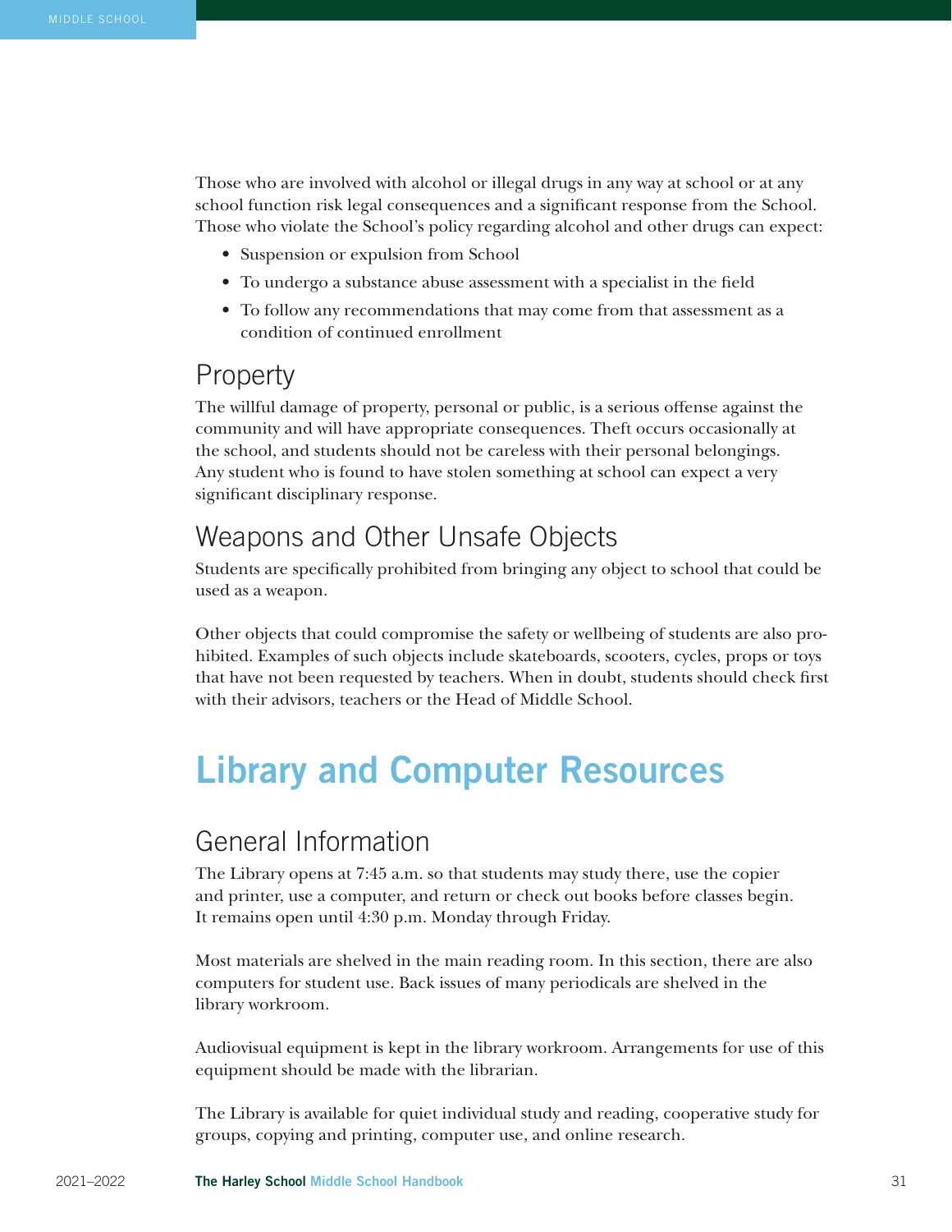Those who are involved with alcohol or illegal drugs in any way at school or at any school function risk legal consequences and a significant response from the School. Those who violate the School's policy regarding alcohol and other drugs can expect:

- Suspension or expulsion from School
- To undergo a substance abuse assessment with a specialist in the field
- To follow any recommendations that may come from that assessment as a condition of continued enrollment

## Property

The willful damage of property, personal or public, is a serious offense against the community and will have appropriate consequences. Theft occurs occasionally at the school, and students should not be careless with their personal belongings. Any student who is found to have stolen something at school can expect a very significant disciplinary response.

## Weapons and Other Unsafe Objects

Students are specifically prohibited from bringing any object to school that could be used as a weapon.

Other objects that could compromise the safety or wellbeing of students are also prohibited. Examples of such objects include skateboards, scooters, cycles, props or toys that have not been requested by teachers. When in doubt, students should check first with their advisors, teachers or the Head of Middle School.

# Library and Computer Resources

## General Information

The Library opens at 7:45 a.m. so that students may study there, use the copier and printer, use a computer, and return or check out books before classes begin. It remains open until 4:30 p.m. Monday through Friday.

Most materials are shelved in the main reading room. In this section, there are also computers for student use. Back issues of many periodicals are shelved in the library workroom.

Audiovisual equipment is kept in the library workroom. Arrangements for use of this equipment should be made with the librarian.

The Library is available for quiet individual study and reading, cooperative study for groups, copying and printing, computer use, and online research.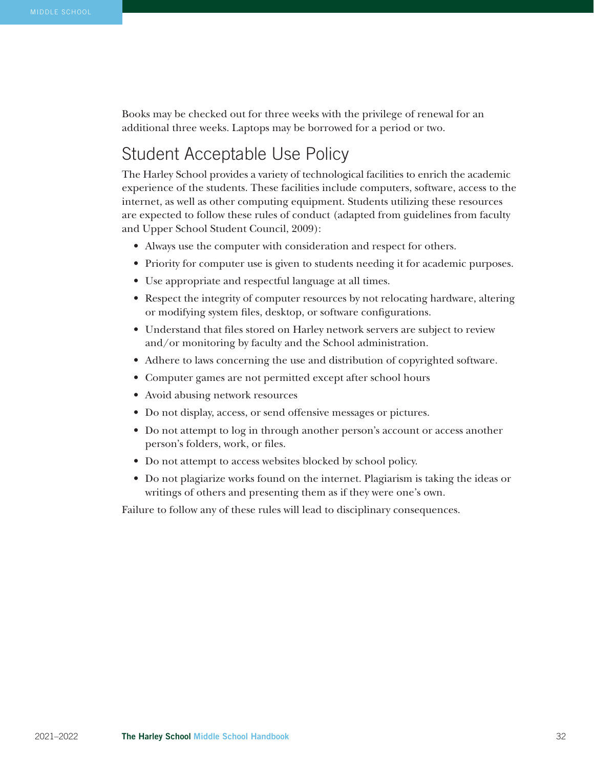Books may be checked out for three weeks with the privilege of renewal for an additional three weeks. Laptops may be borrowed for a period or two.

## Student Acceptable Use Policy

The Harley School provides a variety of technological facilities to enrich the academic experience of the students. These facilities include computers, software, access to the internet, as well as other computing equipment. Students utilizing these resources are expected to follow these rules of conduct (adapted from guidelines from faculty and Upper School Student Council, 2009):

- Always use the computer with consideration and respect for others.
- Priority for computer use is given to students needing it for academic purposes.
- Use appropriate and respectful language at all times.
- Respect the integrity of computer resources by not relocating hardware, altering or modifying system files, desktop, or software configurations.
- Understand that files stored on Harley network servers are subject to review and/or monitoring by faculty and the School administration.
- Adhere to laws concerning the use and distribution of copyrighted software.
- Computer games are not permitted except after school hours
- Avoid abusing network resources
- Do not display, access, or send offensive messages or pictures.
- Do not attempt to log in through another person's account or access another person's folders, work, or files.
- Do not attempt to access websites blocked by school policy.
- Do not plagiarize works found on the internet. Plagiarism is taking the ideas or writings of others and presenting them as if they were one's own.

Failure to follow any of these rules will lead to disciplinary consequences.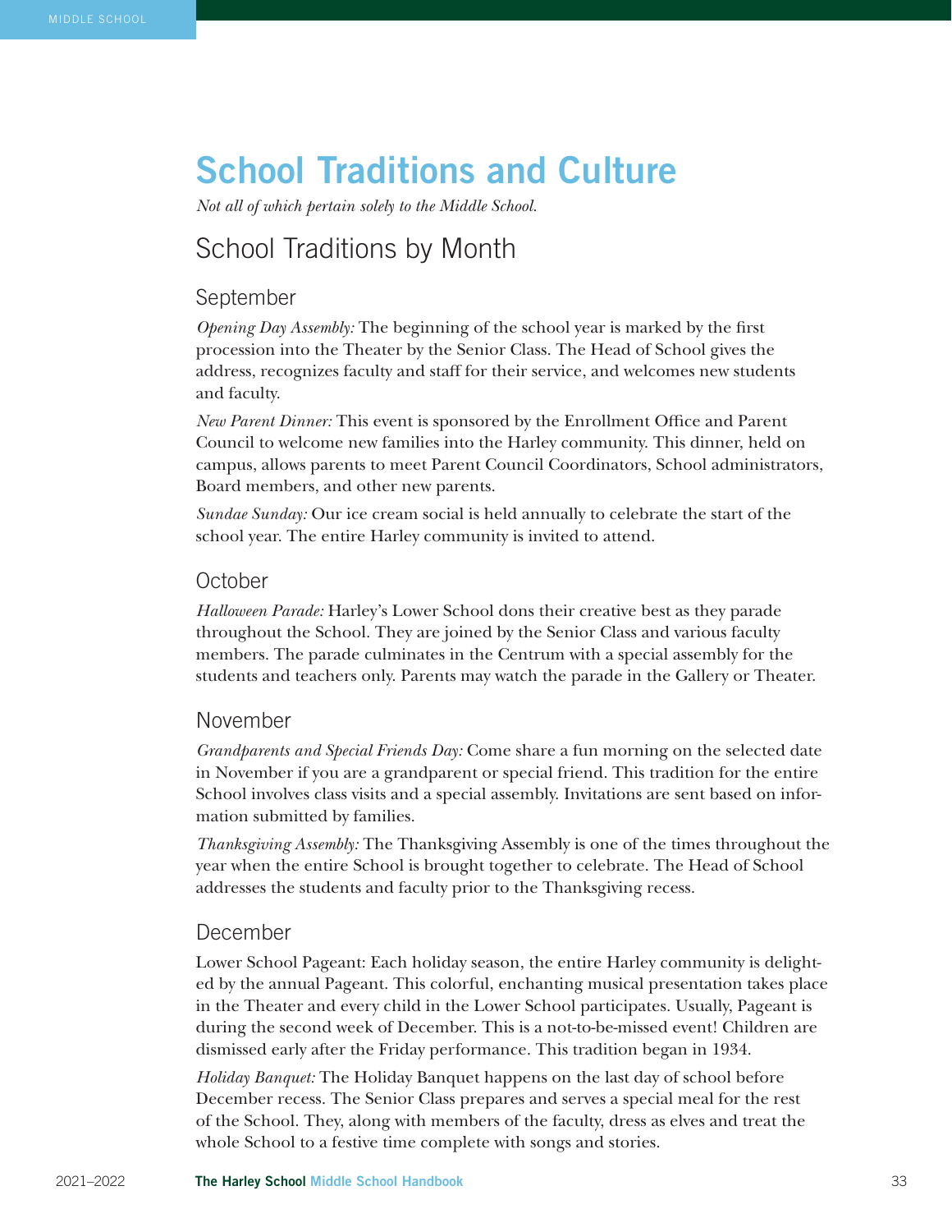# School Traditions and Culture

*Not all of which pertain solely to the Middle School.*

## School Traditions by Month

### September

*Opening Day Assembly:* The beginning of the school year is marked by the first procession into the Theater by the Senior Class. The Head of School gives the address, recognizes faculty and staff for their service, and welcomes new students and faculty.

*New Parent Dinner:* This event is sponsored by the Enrollment Office and Parent Council to welcome new families into the Harley community. This dinner, held on campus, allows parents to meet Parent Council Coordinators, School administrators, Board members, and other new parents.

*Sundae Sunday:* Our ice cream social is held annually to celebrate the start of the school year. The entire Harley community is invited to attend.

### October

*Halloween Parade:* Harley's Lower School dons their creative best as they parade throughout the School. They are joined by the Senior Class and various faculty members. The parade culminates in the Centrum with a special assembly for the students and teachers only. Parents may watch the parade in the Gallery or Theater.

### November

*Grandparents and Special Friends Day:* Come share a fun morning on the selected date in November if you are a grandparent or special friend. This tradition for the entire School involves class visits and a special assembly. Invitations are sent based on information submitted by families.

*Thanksgiving Assembly:* The Thanksgiving Assembly is one of the times throughout the year when the entire School is brought together to celebrate. The Head of School addresses the students and faculty prior to the Thanksgiving recess.

### December

Lower School Pageant: Each holiday season, the entire Harley community is delighted by the annual Pageant. This colorful, enchanting musical presentation takes place in the Theater and every child in the Lower School participates. Usually, Pageant is during the second week of December. This is a not-to-be-missed event! Children are dismissed early after the Friday performance. This tradition began in 1934.

*Holiday Banquet:* The Holiday Banquet happens on the last day of school before December recess. The Senior Class prepares and serves a special meal for the rest of the School. They, along with members of the faculty, dress as elves and treat the whole School to a festive time complete with songs and stories.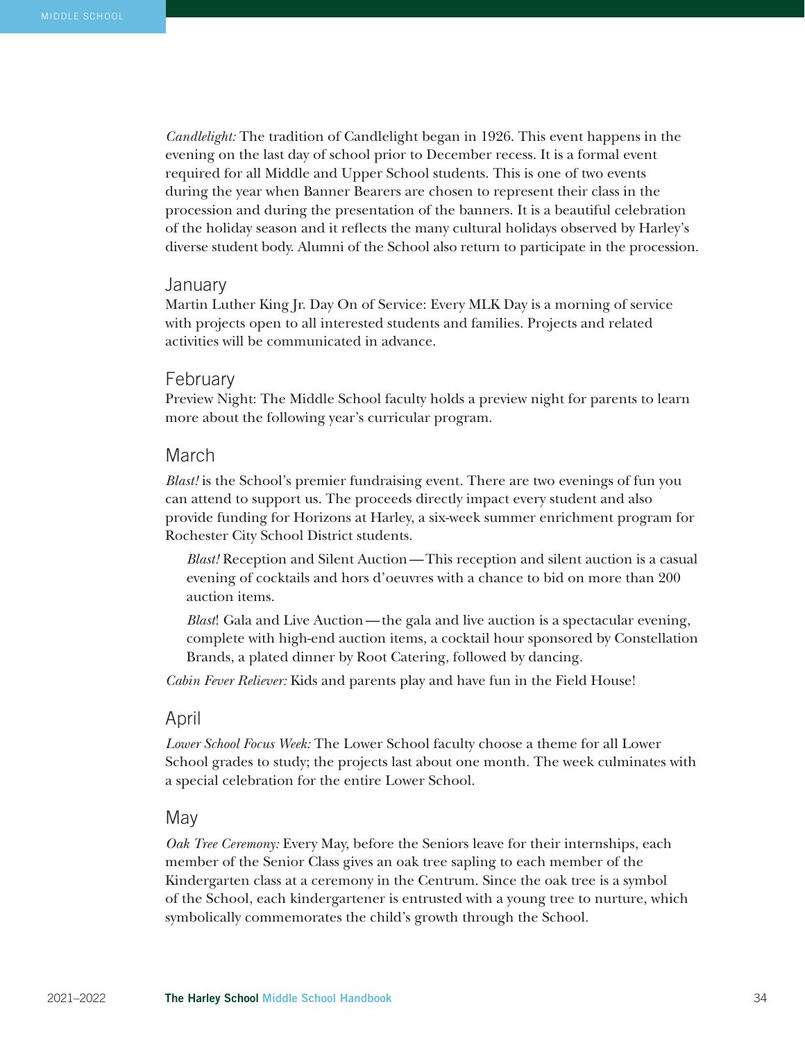*Candlelight:* The tradition of Candlelight began in 1926. This event happens in the evening on the last day of school prior to December recess. It is a formal event required for all Middle and Upper School students. This is one of two events during the year when Banner Bearers are chosen to represent their class in the procession and during the presentation of the banners. It is a beautiful celebration of the holiday season and it reflects the many cultural holidays observed by Harley's diverse student body. Alumni of the School also return to participate in the procession.

## January

Martin Luther King Jr. Day On of Service: Every MLK Day is a morning of service with projects open to all interested students and families. Projects and related activities will be communicated in advance.

## February

Preview Night: The Middle School faculty holds a preview night for parents to learn more about the following year's curricular program.

## March

*Blast!* is the School's premier fundraising event. There are two evenings of fun you can attend to support us. The proceeds directly impact every student and also provide funding for Horizons at Harley, a six-week summer enrichment program for Rochester City School District students.

*Blast!* Reception and Silent Auction—This reception and silent auction is a casual evening of cocktails and hors d'oeuvres with a chance to bid on more than 200 auction items.

*Blast*! Gala and Live Auction—the gala and live auction is a spectacular evening, complete with high-end auction items, a cocktail hour sponsored by Constellation Brands, a plated dinner by Root Catering, followed by dancing.

*Cabin Fever Reliever:* Kids and parents play and have fun in the Field House!

## April

*Lower School Focus Week:* The Lower School faculty choose a theme for all Lower School grades to study; the projects last about one month. The week culminates with a special celebration for the entire Lower School.

## May

*Oak Tree Ceremony:* Every May, before the Seniors leave for their internships, each member of the Senior Class gives an oak tree sapling to each member of the Kindergarten class at a ceremony in the Centrum. Since the oak tree is a symbol of the School, each kindergartener is entrusted with a young tree to nurture, which symbolically commemorates the child's growth through the School.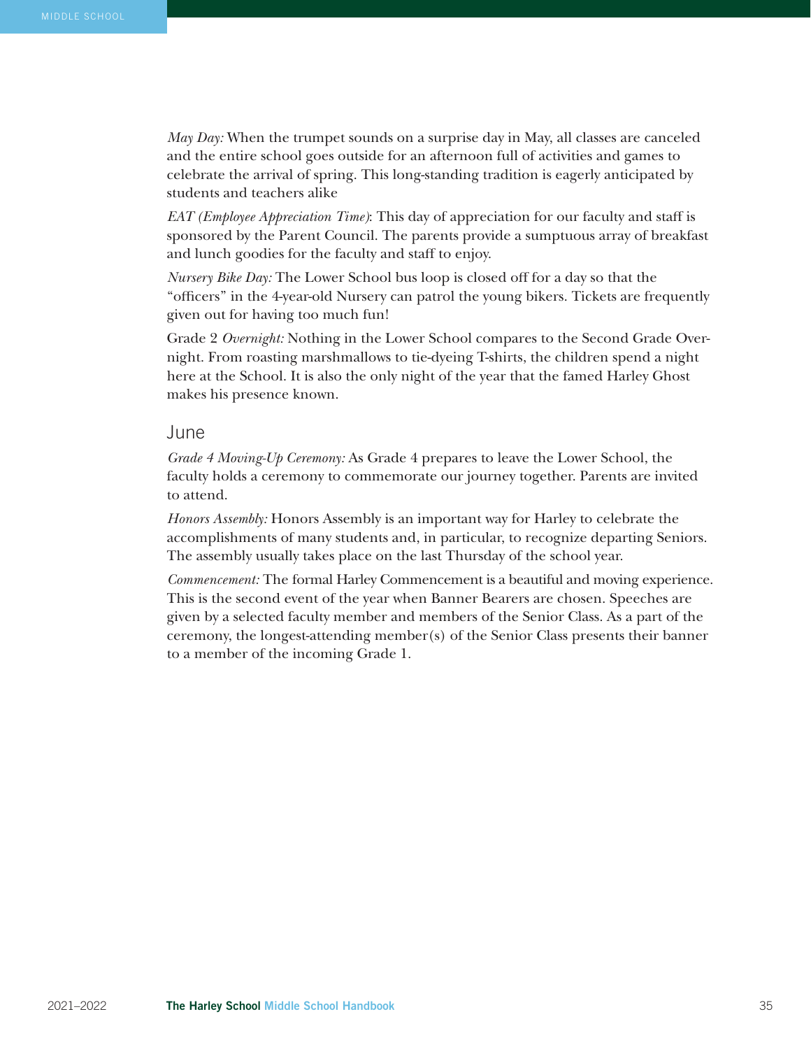*May Day:* When the trumpet sounds on a surprise day in May, all classes are canceled and the entire school goes outside for an afternoon full of activities and games to celebrate the arrival of spring. This long-standing tradition is eagerly anticipated by students and teachers alike

*EAT (Employee Appreciation Time)*: This day of appreciation for our faculty and staff is sponsored by the Parent Council. The parents provide a sumptuous array of breakfast and lunch goodies for the faculty and staff to enjoy.

*Nursery Bike Day:* The Lower School bus loop is closed off for a day so that the "officers" in the 4-year-old Nursery can patrol the young bikers. Tickets are frequently given out for having too much fun!

Grade 2 *Overnight:* Nothing in the Lower School compares to the Second Grade Overnight. From roasting marshmallows to tie-dyeing T-shirts, the children spend a night here at the School. It is also the only night of the year that the famed Harley Ghost makes his presence known.

## June

*Grade 4 Moving-Up Ceremony:* As Grade 4 prepares to leave the Lower School, the faculty holds a ceremony to commemorate our journey together. Parents are invited to attend.

*Honors Assembly:* Honors Assembly is an important way for Harley to celebrate the accomplishments of many students and, in particular, to recognize departing Seniors. The assembly usually takes place on the last Thursday of the school year.

*Commencement:* The formal Harley Commencement is a beautiful and moving experience. This is the second event of the year when Banner Bearers are chosen. Speeches are given by a selected faculty member and members of the Senior Class. As a part of the ceremony, the longest-attending member(s) of the Senior Class presents their banner to a member of the incoming Grade 1.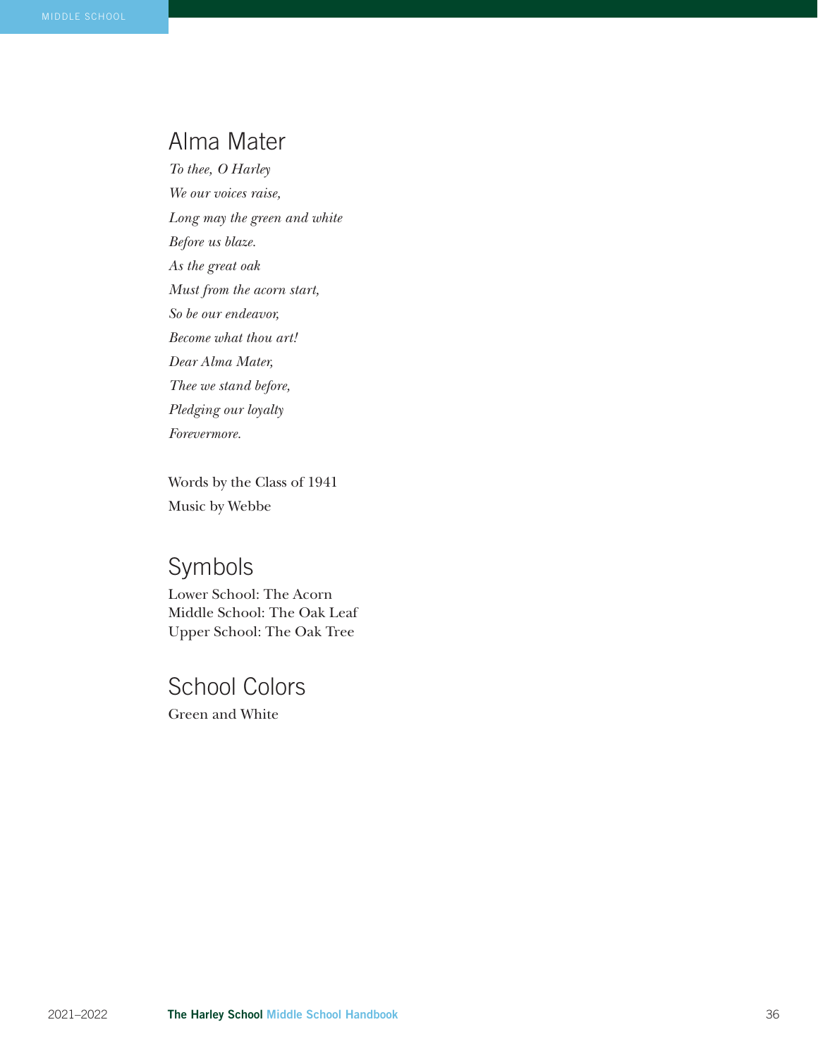## Alma Mater

*To thee, O Harley*
*We our voices raise,*
*Long may the green and white*
*Before us blaze.*
*As the great oak*
*Must from the acorn start,*
*So be our endeavor,*
*Become what thou art!*
*Dear Alma Mater,*
*Thee we stand before,*
*Pledging our loyalty*
*Forevermore.*

Words by the Class of 1941
Music by Webbe

## Symbols

Lower School: The Acorn
Middle School: The Oak Leaf
Upper School: The Oak Tree

## School Colors

Green and White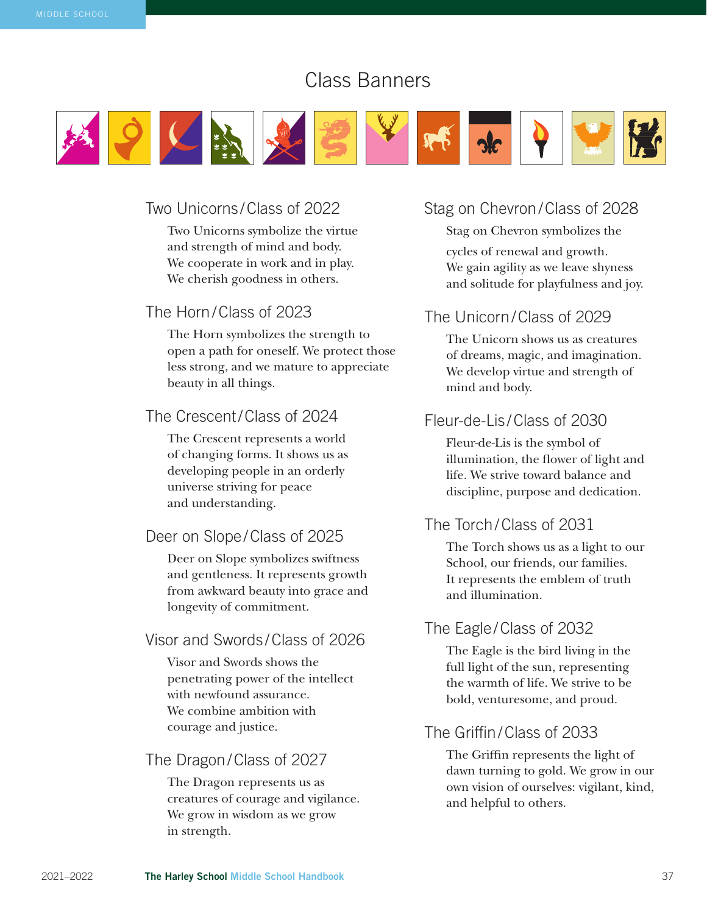# Class Banners

## Two Unicorns/Class of 2022

Two Unicorns symbolize the virtue and strength of mind and body. We cooperate in work and in play. We cherish goodness in others.

## The Horn/Class of 2023

The Horn symbolizes the strength to open a path for oneself. We protect those less strong, and we mature to appreciate beauty in all things.

## The Crescent/Class of 2024

The Crescent represents a world of changing forms. It shows us as developing people in an orderly universe striving for peace and understanding.

## Deer on Slope/Class of 2025

Deer on Slope symbolizes swiftness and gentleness. It represents growth from awkward beauty into grace and longevity of commitment.

## Visor and Swords/Class of 2026

Visor and Swords shows the penetrating power of the intellect with newfound assurance. We combine ambition with courage and justice.

## The Dragon/Class of 2027

The Dragon represents us as creatures of courage and vigilance. We grow in wisdom as we grow in strength.

## Stag on Chevron/Class of 2028

Stag on Chevron symbolizes the cycles of renewal and growth. We gain agility as we leave shyness and solitude for playfulness and joy.

## The Unicorn/Class of 2029

The Unicorn shows us as creatures of dreams, magic, and imagination. We develop virtue and strength of mind and body.

## Fleur-de-Lis/Class of 2030

Fleur-de-Lis is the symbol of illumination, the flower of light and life. We strive toward balance and discipline, purpose and dedication.

## The Torch/Class of 2031

The Torch shows us as a light to our School, our friends, our families. It represents the emblem of truth and illumination.

## The Eagle/Class of 2032

The Eagle is the bird living in the full light of the sun, representing the warmth of life. We strive to be bold, venturesome, and proud.

## The Griffin/Class of 2033

The Griffin represents the light of dawn turning to gold. We grow in our own vision of ourselves: vigilant, kind, and helpful to others.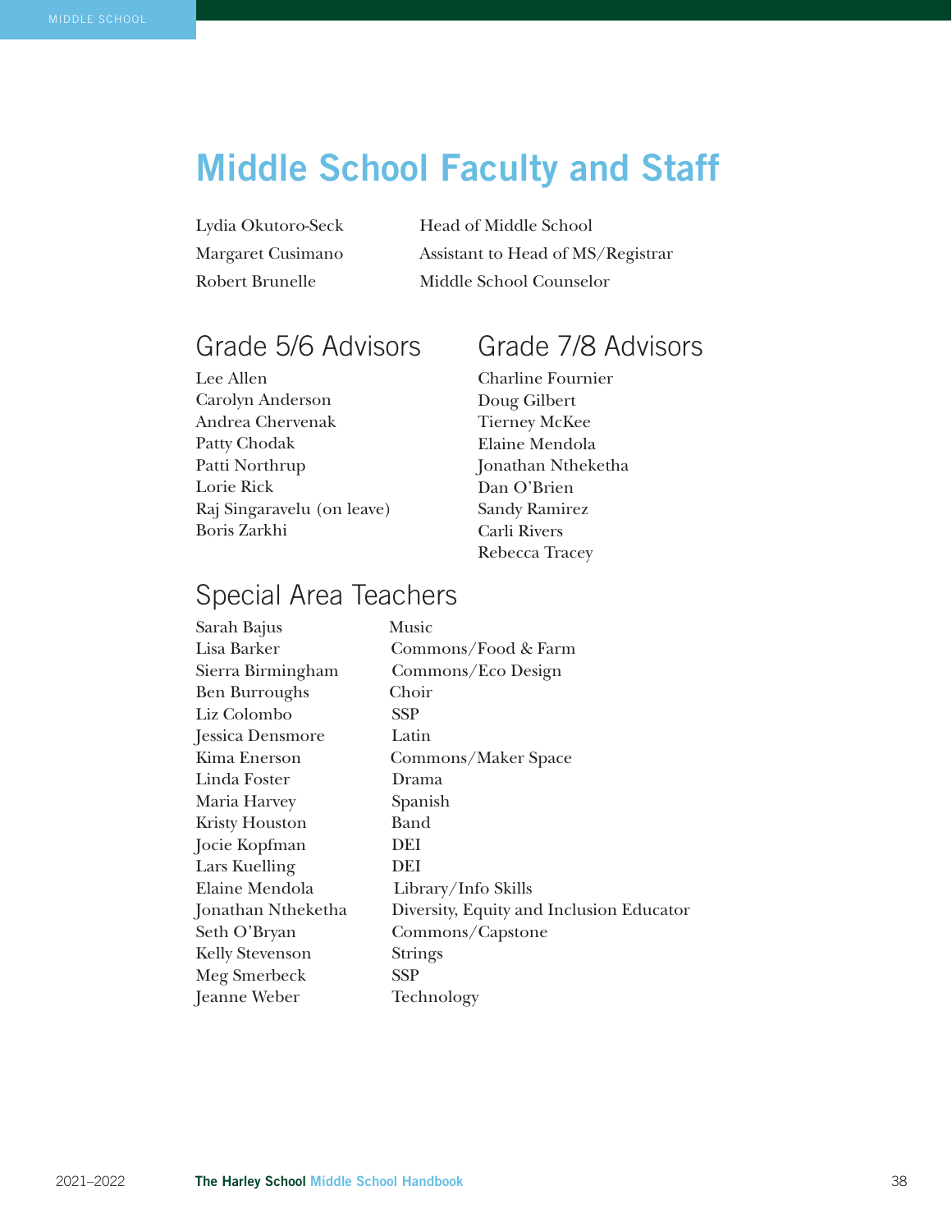# Middle School Faculty and Staff

| | |
|---|---|
| Lydia Okutoro-Seck | Head of Middle School |
| Margaret Cusimano | Assistant to Head of MS/Registrar |
| Robert Brunelle | Middle School Counselor |

## Grade 5/6 Advisors

Lee Allen
Carolyn Anderson
Andrea Chervenak
Patty Chodak
Patti Northrup
Lorie Rick
Raj Singaravelu (on leave)
Boris Zarkhi

## Grade 7/8 Advisors

Charline Fournier
Doug Gilbert
Tierney McKee
Elaine Mendola
Jonathan Ntheketha
Dan O'Brien
Sandy Ramirez
Carli Rivers
Rebecca Tracey

## Special Area Teachers

| | |
|---|---|
| Sarah Bajus | Music |
| Lisa Barker | Commons/Food & Farm |
| Sierra Birmingham | Commons/Eco Design |
| Ben Burroughs | Choir |
| Liz Colombo | SSP |
| Jessica Densmore | Latin |
| Kima Enerson | Commons/Maker Space |
| Linda Foster | Drama |
| Maria Harvey | Spanish |
| Kristy Houston | Band |
| Jocie Kopfman | DEI |
| Lars Kuelling | DEI |
| Elaine Mendola | Library/Info Skills |
| Jonathan Ntheketha | Diversity, Equity and Inclusion Educator |
| Seth O'Bryan | Commons/Capstone |
| Kelly Stevenson | Strings |
| Meg Smerbeck | SSP |
| Jeanne Weber | Technology |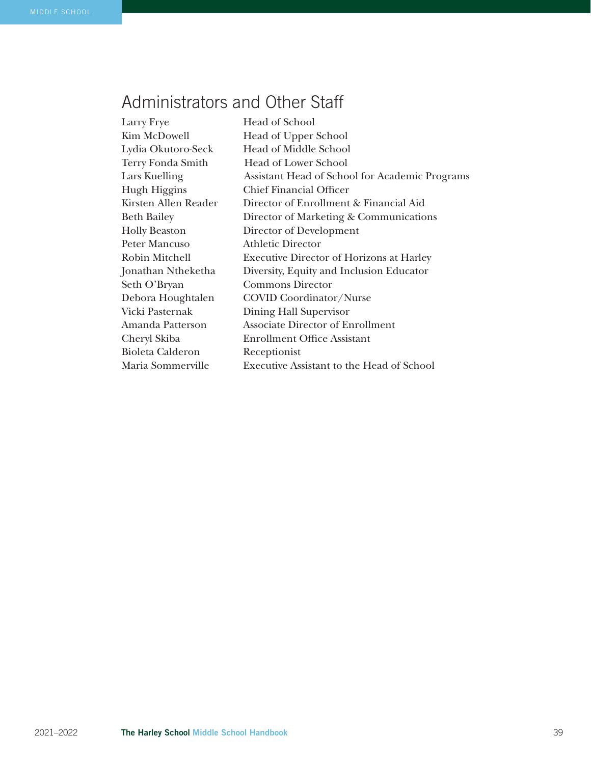## Administrators and Other Staff

| | |
|---|---|
| Larry Frye | Head of School |
| Kim McDowell | Head of Upper School |
| Lydia Okutoro-Seck | Head of Middle School |
| Terry Fonda Smith | Head of Lower School |
| Lars Kuelling | Assistant Head of School for Academic Programs |
| Hugh Higgins | Chief Financial Officer |
| Kirsten Allen Reader | Director of Enrollment & Financial Aid |
| Beth Bailey | Director of Marketing & Communications |
| Holly Beaston | Director of Development |
| Peter Mancuso | Athletic Director |
| Robin Mitchell | Executive Director of Horizons at Harley |
| Jonathan Ntheketha | Diversity, Equity and Inclusion Educator |
| Seth O'Bryan | Commons Director |
| Debora Houghtalen | COVID Coordinator/Nurse |
| Vicki Pasternak | Dining Hall Supervisor |
| Amanda Patterson | Associate Director of Enrollment |
| Cheryl Skiba | Enrollment Office Assistant |
| Bioleta Calderon | Receptionist |
| Maria Sommerville | Executive Assistant to the Head of School |